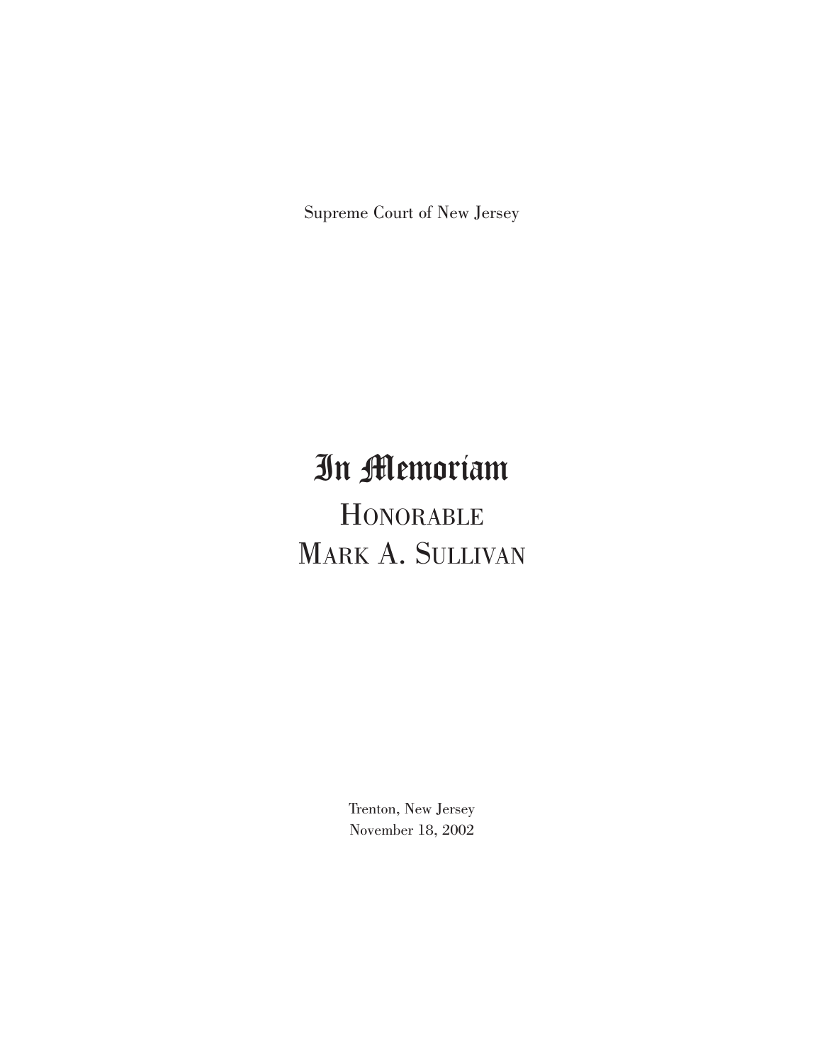Supreme Court of New Jersey

# In Memoriam

## HONORABLE MARK A. SULLIVAN

Trenton, New Jersey
November 18, 2002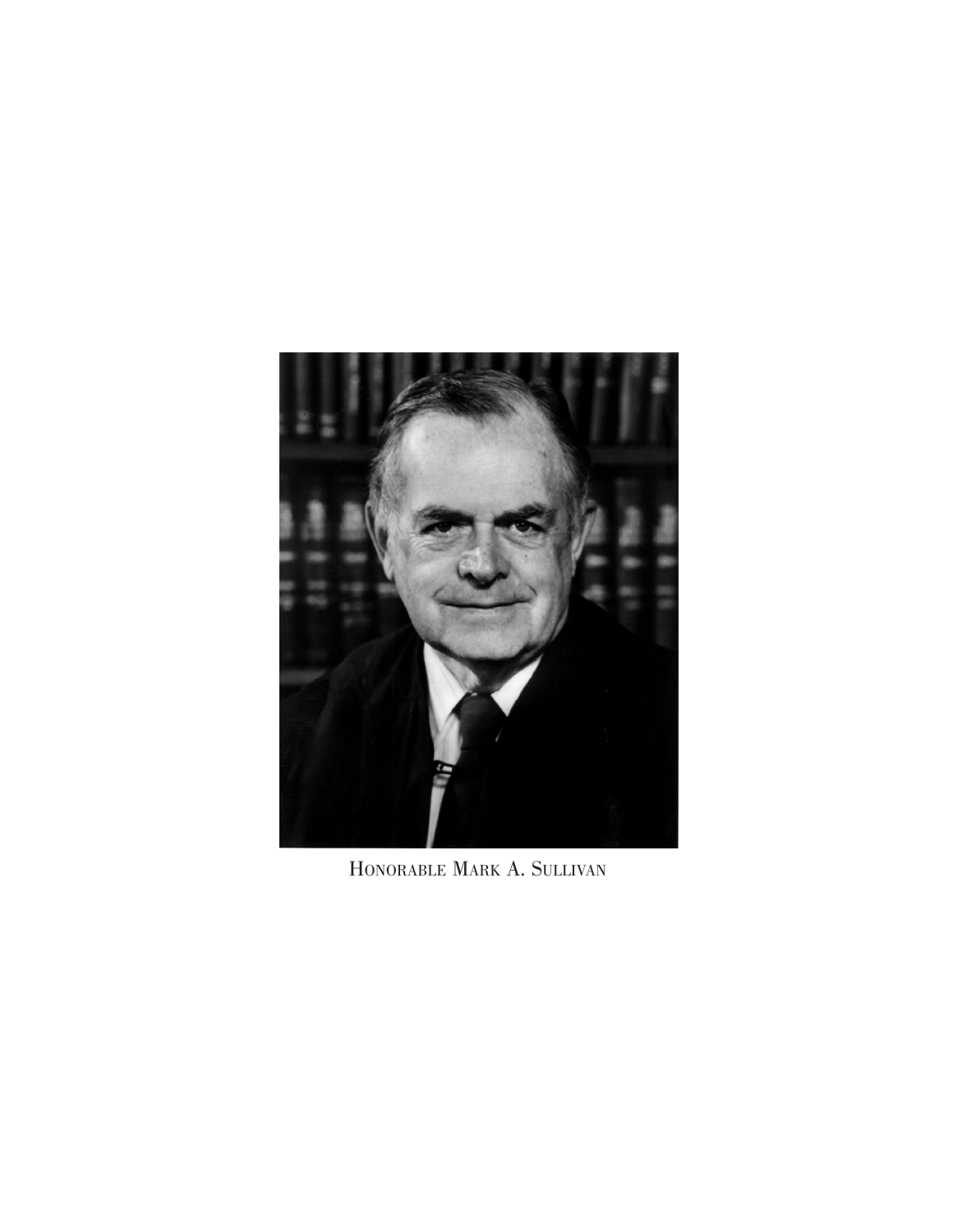Honorable Mark A. Sullivan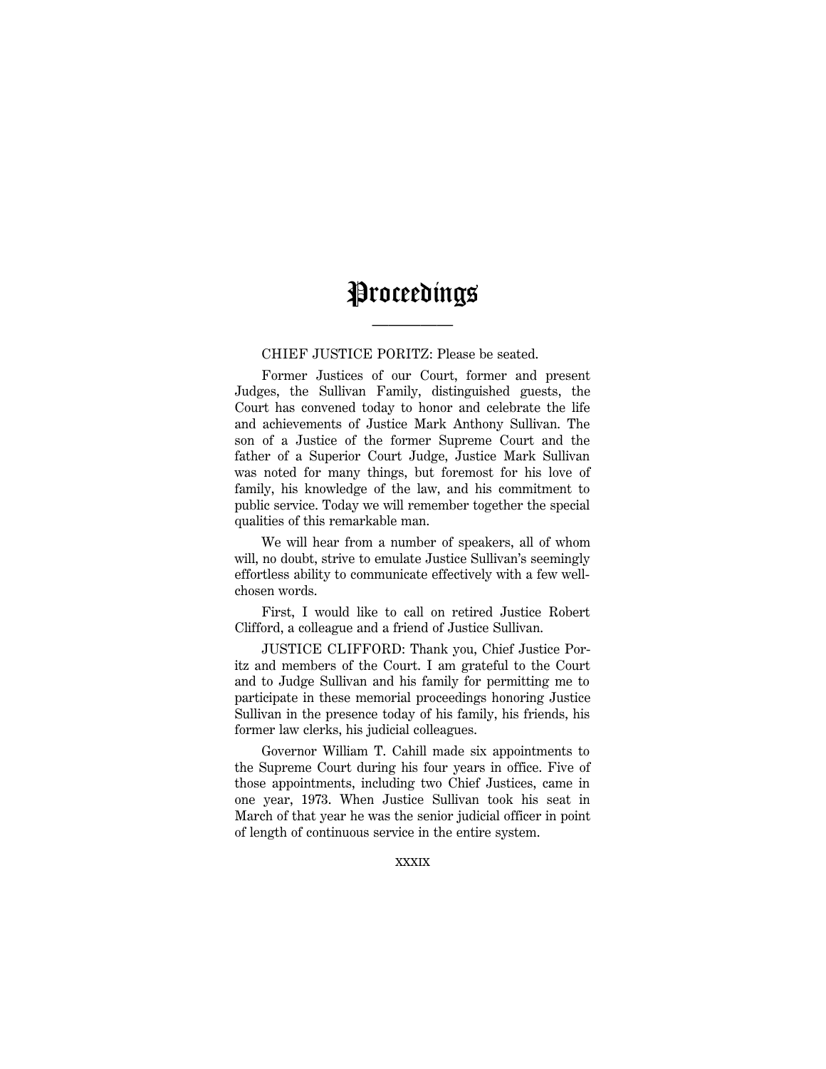# Proceedings

CHIEF JUSTICE PORITZ: Please be seated.

Former Justices of our Court, former and present Judges, the Sullivan Family, distinguished guests, the Court has convened today to honor and celebrate the life and achievements of Justice Mark Anthony Sullivan. The son of a Justice of the former Supreme Court and the father of a Superior Court Judge, Justice Mark Sullivan was noted for many things, but foremost for his love of family, his knowledge of the law, and his commitment to public service. Today we will remember together the special qualities of this remarkable man.

We will hear from a number of speakers, all of whom will, no doubt, strive to emulate Justice Sullivan's seemingly effortless ability to communicate effectively with a few well-chosen words.

First, I would like to call on retired Justice Robert Clifford, a colleague and a friend of Justice Sullivan.

JUSTICE CLIFFORD: Thank you, Chief Justice Poritz and members of the Court. I am grateful to the Court and to Judge Sullivan and his family for permitting me to participate in these memorial proceedings honoring Justice Sullivan in the presence today of his family, his friends, his former law clerks, his judicial colleagues.

Governor William T. Cahill made six appointments to the Supreme Court during his four years in office. Five of those appointments, including two Chief Justices, came in one year, 1973. When Justice Sullivan took his seat in March of that year he was the senior judicial officer in point of length of continuous service in the entire system.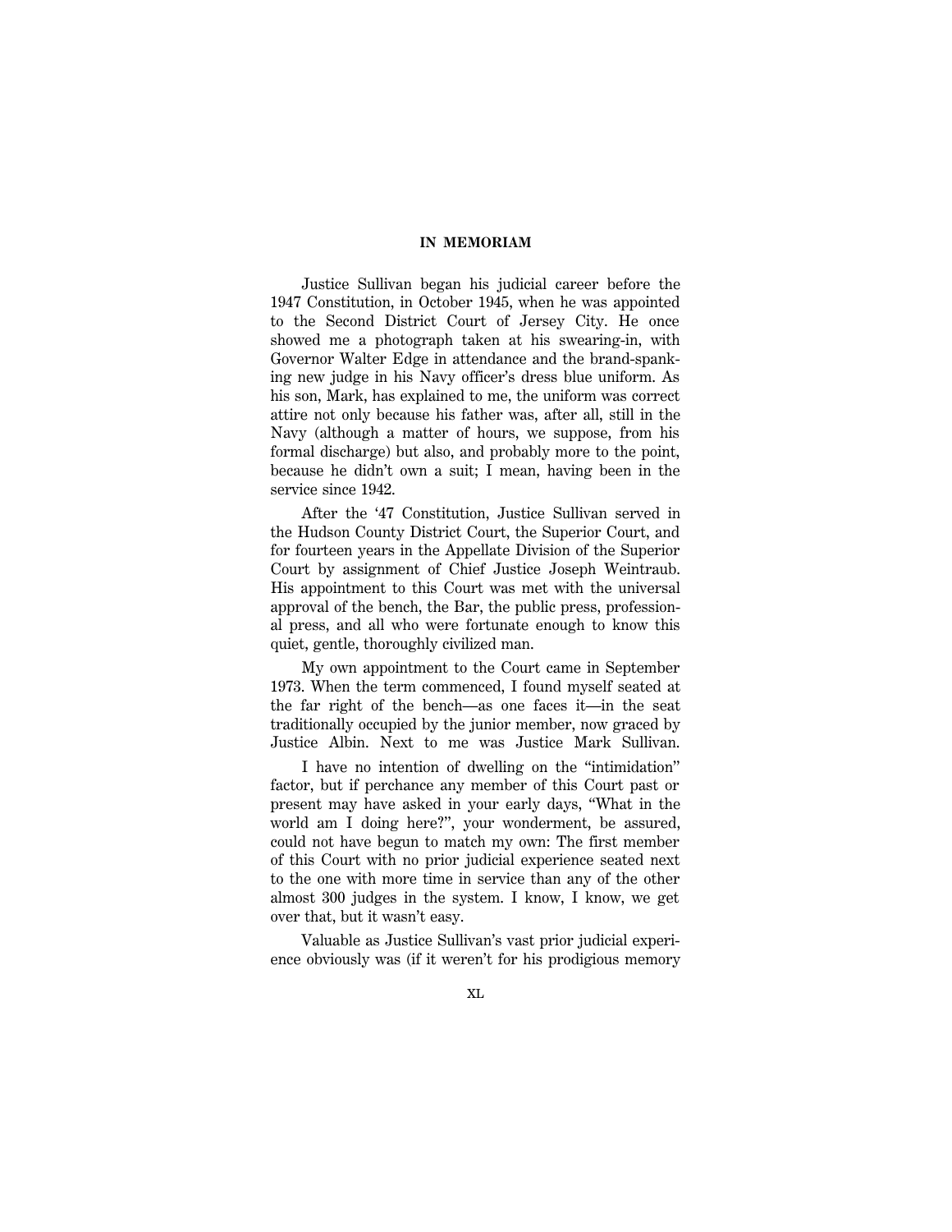## IN MEMORIAM

Justice Sullivan began his judicial career before the 1947 Constitution, in October 1945, when he was appointed to the Second District Court of Jersey City. He once showed me a photograph taken at his swearing-in, with Governor Walter Edge in attendance and the brand-spanking new judge in his Navy officer's dress blue uniform. As his son, Mark, has explained to me, the uniform was correct attire not only because his father was, after all, still in the Navy (although a matter of hours, we suppose, from his formal discharge) but also, and probably more to the point, because he didn't own a suit; I mean, having been in the service since 1942.

After the '47 Constitution, Justice Sullivan served in the Hudson County District Court, the Superior Court, and for fourteen years in the Appellate Division of the Superior Court by assignment of Chief Justice Joseph Weintraub. His appointment to this Court was met with the universal approval of the bench, the Bar, the public press, professional press, and all who were fortunate enough to know this quiet, gentle, thoroughly civilized man.

My own appointment to the Court came in September 1973. When the term commenced, I found myself seated at the far right of the bench—as one faces it—in the seat traditionally occupied by the junior member, now graced by Justice Albin. Next to me was Justice Mark Sullivan.

I have no intention of dwelling on the "intimidation" factor, but if perchance any member of this Court past or present may have asked in your early days, "What in the world am I doing here?", your wonderment, be assured, could not have begun to match my own: The first member of this Court with no prior judicial experience seated next to the one with more time in service than any of the other almost 300 judges in the system. I know, I know, we get over that, but it wasn't easy.

Valuable as Justice Sullivan's vast prior judicial experience obviously was (if it weren't for his prodigious memory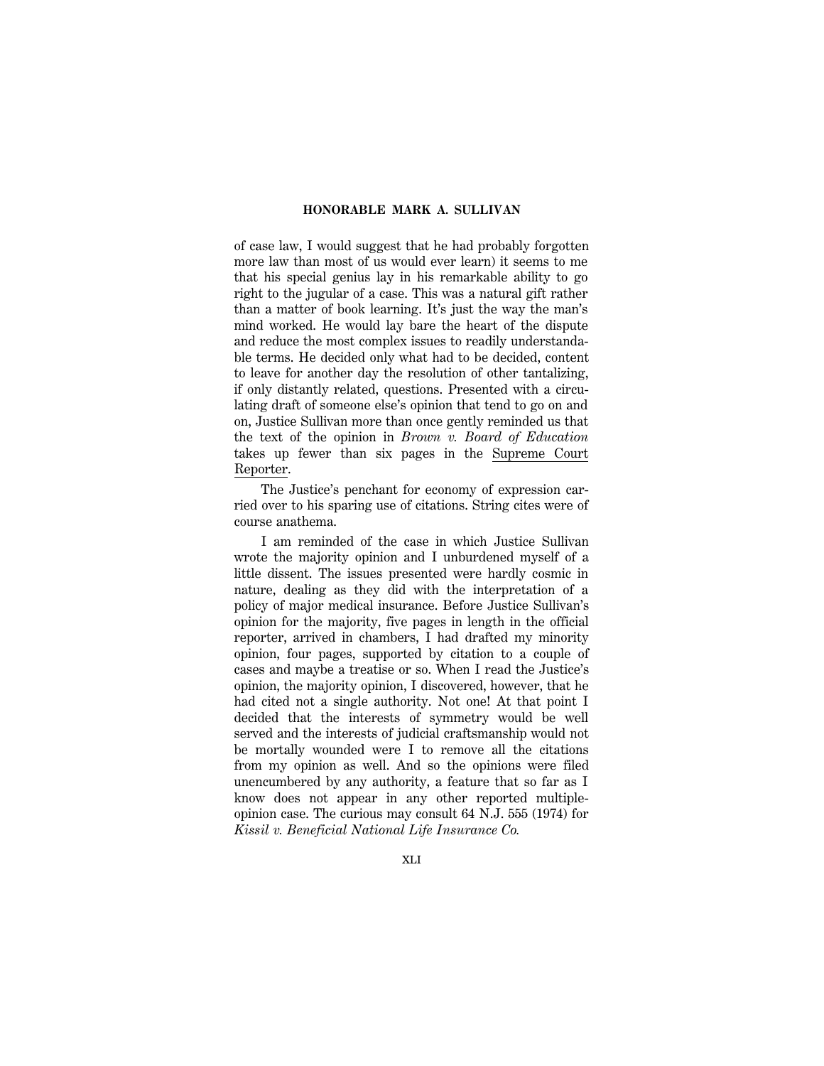of case law, I would suggest that he had probably forgotten more law than most of us would ever learn) it seems to me that his special genius lay in his remarkable ability to go right to the jugular of a case. This was a natural gift rather than a matter of book learning. It's just the way the man's mind worked. He would lay bare the heart of the dispute and reduce the most complex issues to readily understandable terms. He decided only what had to be decided, content to leave for another day the resolution of other tantalizing, if only distantly related, questions. Presented with a circulating draft of someone else's opinion that tend to go on and on, Justice Sullivan more than once gently reminded us that the text of the opinion in *Brown v. Board of Education* takes up fewer than six pages in the Supreme Court Reporter.

The Justice's penchant for economy of expression carried over to his sparing use of citations. String cites were of course anathema.

I am reminded of the case in which Justice Sullivan wrote the majority opinion and I unburdened myself of a little dissent. The issues presented were hardly cosmic in nature, dealing as they did with the interpretation of a policy of major medical insurance. Before Justice Sullivan's opinion for the majority, five pages in length in the official reporter, arrived in chambers, I had drafted my minority opinion, four pages, supported by citation to a couple of cases and maybe a treatise or so. When I read the Justice's opinion, the majority opinion, I discovered, however, that he had cited not a single authority. Not one! At that point I decided that the interests of symmetry would be well served and the interests of judicial craftsmanship would not be mortally wounded were I to remove all the citations from my opinion as well. And so the opinions were filed unencumbered by any authority, a feature that so far as I know does not appear in any other reported multiple-opinion case. The curious may consult 64 N.J. 555 (1974) for *Kissil v. Beneficial National Life Insurance Co.*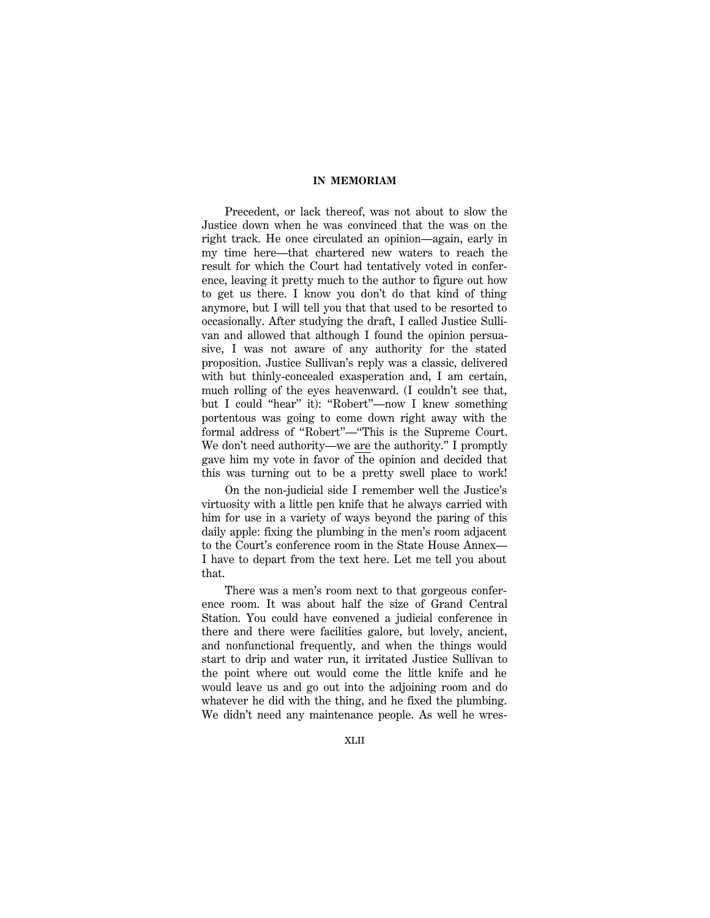Precedent, or lack thereof, was not about to slow the Justice down when he was convinced that the was on the right track. He once circulated an opinion—again, early in my time here—that chartered new waters to reach the result for which the Court had tentatively voted in conference, leaving it pretty much to the author to figure out how to get us there. I know you don't do that kind of thing anymore, but I will tell you that that used to be resorted to occasionally. After studying the draft, I called Justice Sullivan and allowed that although I found the opinion persuasive, I was not aware of any authority for the stated proposition. Justice Sullivan's reply was a classic, delivered with but thinly-concealed exasperation and, I am certain, much rolling of the eyes heavenward. (I couldn't see that, but I could "hear" it): "Robert"—now I knew something portentous was going to come down right away with the formal address of "Robert"—"This is the Supreme Court. We don't need authority—we <u>are</u> the authority." I promptly gave him my vote in favor of the opinion and decided that this was turning out to be a pretty swell place to work!

On the non-judicial side I remember well the Justice's virtuosity with a little pen knife that he always carried with him for use in a variety of ways beyond the paring of this daily apple: fixing the plumbing in the men's room adjacent to the Court's conference room in the State House Annex—I have to depart from the text here. Let me tell you about that.

There was a men's room next to that gorgeous conference room. It was about half the size of Grand Central Station. You could have convened a judicial conference in there and there were facilities galore, but lovely, ancient, and nonfunctional frequently, and when the things would start to drip and water run, it irritated Justice Sullivan to the point where out would come the little knife and he would leave us and go out into the adjoining room and do whatever he did with the thing, and he fixed the plumbing. We didn't need any maintenance people. As well he wres-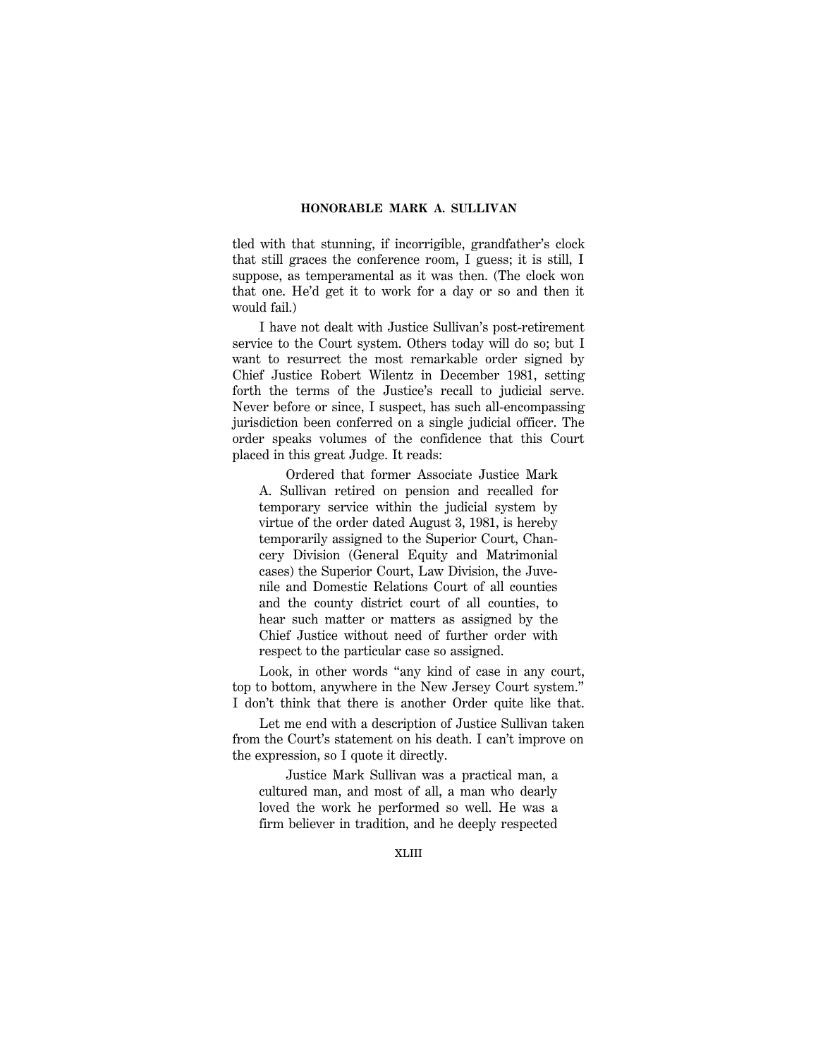tled with that stunning, if incorrigible, grandfather's clock that still graces the conference room, I guess; it is still, I suppose, as temperamental as it was then. (The clock won that one. He'd get it to work for a day or so and then it would fail.)

I have not dealt with Justice Sullivan's post-retirement service to the Court system. Others today will do so; but I want to resurrect the most remarkable order signed by Chief Justice Robert Wilentz in December 1981, setting forth the terms of the Justice's recall to judicial serve. Never before or since, I suspect, has such all-encompassing jurisdiction been conferred on a single judicial officer. The order speaks volumes of the confidence that this Court placed in this great Judge. It reads:

> Ordered that former Associate Justice Mark A. Sullivan retired on pension and recalled for temporary service within the judicial system by virtue of the order dated August 3, 1981, is hereby temporarily assigned to the Superior Court, Chancery Division (General Equity and Matrimonial cases) the Superior Court, Law Division, the Juvenile and Domestic Relations Court of all counties and the county district court of all counties, to hear such matter or matters as assigned by the Chief Justice without need of further order with respect to the particular case so assigned.

Look, in other words "any kind of case in any court, top to bottom, anywhere in the New Jersey Court system." I don't think that there is another Order quite like that.

Let me end with a description of Justice Sullivan taken from the Court's statement on his death. I can't improve on the expression, so I quote it directly.

> Justice Mark Sullivan was a practical man, a cultured man, and most of all, a man who dearly loved the work he performed so well. He was a firm believer in tradition, and he deeply respected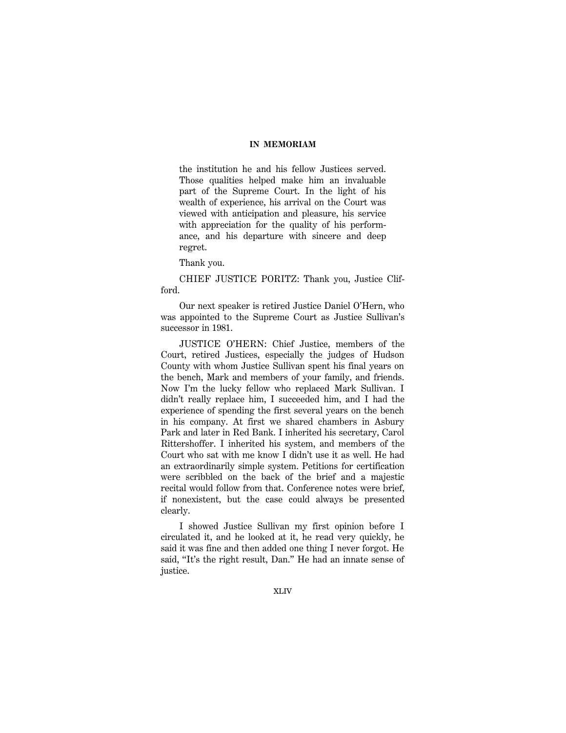the institution he and his fellow Justices served. Those qualities helped make him an invaluable part of the Supreme Court. In the light of his wealth of experience, his arrival on the Court was viewed with anticipation and pleasure, his service with appreciation for the quality of his performance, and his departure with sincere and deep regret.

Thank you.

CHIEF JUSTICE PORITZ: Thank you, Justice Clifford.

Our next speaker is retired Justice Daniel O'Hern, who was appointed to the Supreme Court as Justice Sullivan's successor in 1981.

JUSTICE O'HERN: Chief Justice, members of the Court, retired Justices, especially the judges of Hudson County with whom Justice Sullivan spent his final years on the bench, Mark and members of your family, and friends. Now I'm the lucky fellow who replaced Mark Sullivan. I didn't really replace him, I succeeded him, and I had the experience of spending the first several years on the bench in his company. At first we shared chambers in Asbury Park and later in Red Bank. I inherited his secretary, Carol Rittershoffer. I inherited his system, and members of the Court who sat with me know I didn't use it as well. He had an extraordinarily simple system. Petitions for certification were scribbled on the back of the brief and a majestic recital would follow from that. Conference notes were brief, if nonexistent, but the case could always be presented clearly.

I showed Justice Sullivan my first opinion before I circulated it, and he looked at it, he read very quickly, he said it was fine and then added one thing I never forgot. He said, "It's the right result, Dan." He had an innate sense of justice.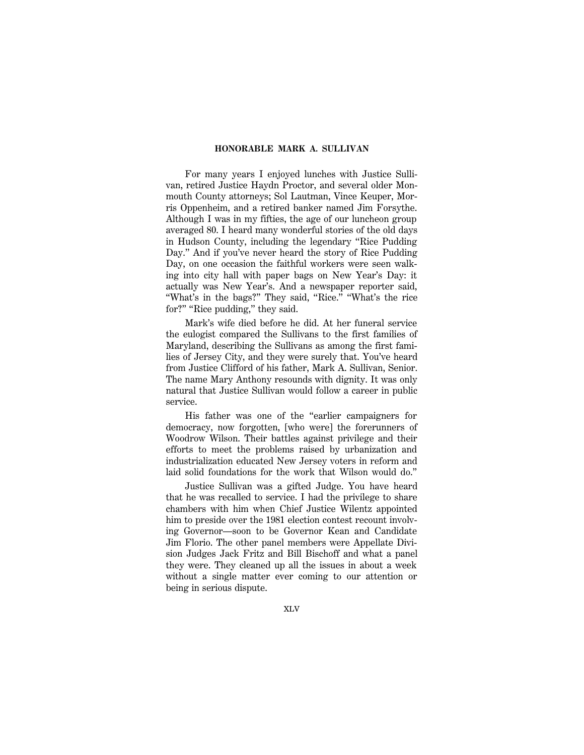HONORABLE MARK A. SULLIVAN

For many years I enjoyed lunches with Justice Sullivan, retired Justice Haydn Proctor, and several older Monmouth County attorneys; Sol Lautman, Vince Keuper, Morris Oppenheim, and a retired banker named Jim Forsythe. Although I was in my fifties, the age of our luncheon group averaged 80. I heard many wonderful stories of the old days in Hudson County, including the legendary "Rice Pudding Day." And if you've never heard the story of Rice Pudding Day, on one occasion the faithful workers were seen walking into city hall with paper bags on New Year's Day: it actually was New Year's. And a newspaper reporter said, "What's in the bags?" They said, "Rice." "What's the rice for?" "Rice pudding," they said.

Mark's wife died before he did. At her funeral service the eulogist compared the Sullivans to the first families of Maryland, describing the Sullivans as among the first families of Jersey City, and they were surely that. You've heard from Justice Clifford of his father, Mark A. Sullivan, Senior. The name Mary Anthony resounds with dignity. It was only natural that Justice Sullivan would follow a career in public service.

His father was one of the "earlier campaigners for democracy, now forgotten, [who were] the forerunners of Woodrow Wilson. Their battles against privilege and their efforts to meet the problems raised by urbanization and industrialization educated New Jersey voters in reform and laid solid foundations for the work that Wilson would do."

Justice Sullivan was a gifted Judge. You have heard that he was recalled to service. I had the privilege to share chambers with him when Chief Justice Wilentz appointed him to preside over the 1981 election contest recount involving Governor—soon to be Governor Kean and Candidate Jim Florio. The other panel members were Appellate Division Judges Jack Fritz and Bill Bischoff and what a panel they were. They cleaned up all the issues in about a week without a single matter ever coming to our attention or being in serious dispute.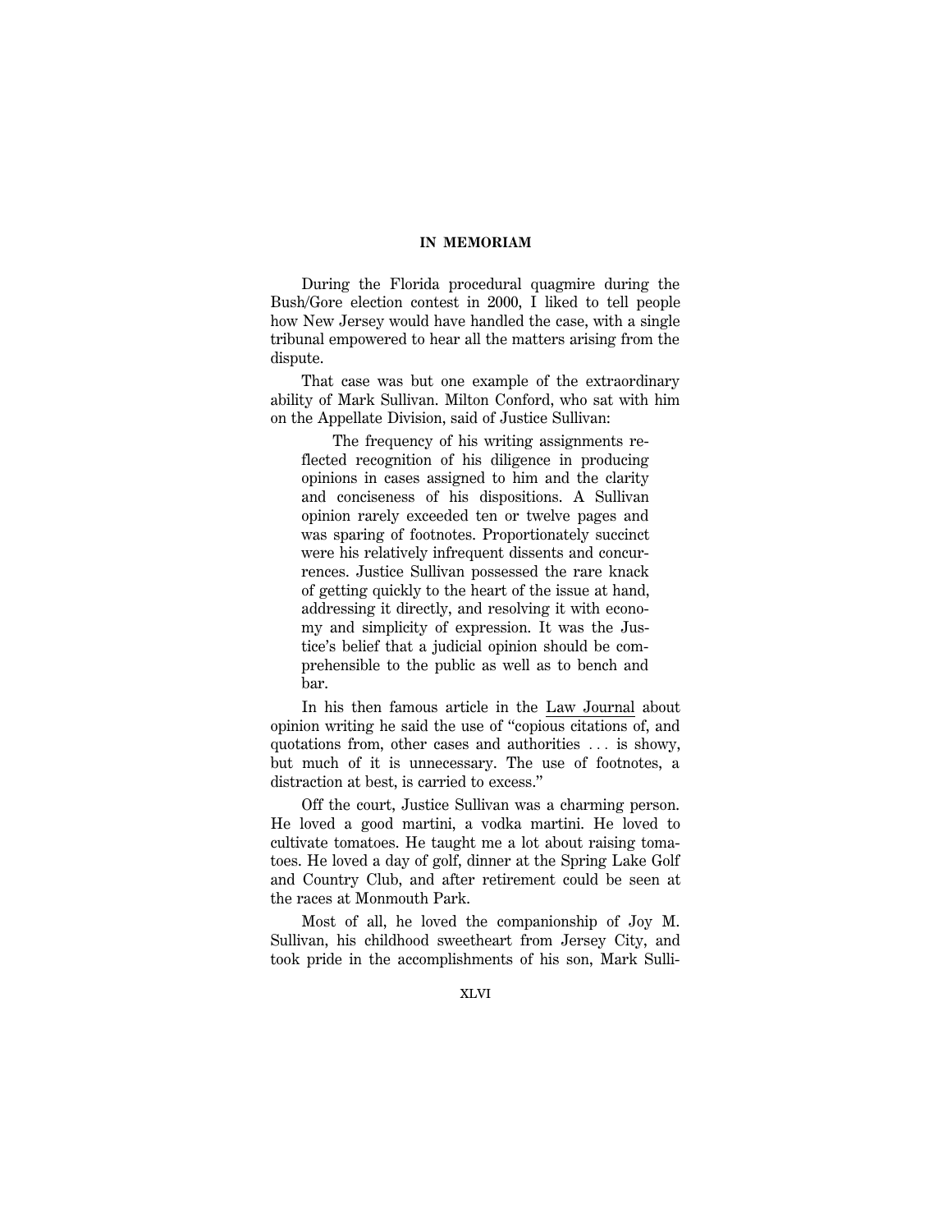During the Florida procedural quagmire during the Bush/Gore election contest in 2000, I liked to tell people how New Jersey would have handled the case, with a single tribunal empowered to hear all the matters arising from the dispute.

That case was but one example of the extraordinary ability of Mark Sullivan. Milton Conford, who sat with him on the Appellate Division, said of Justice Sullivan:

> The frequency of his writing assignments reflected recognition of his diligence in producing opinions in cases assigned to him and the clarity and conciseness of his dispositions. A Sullivan opinion rarely exceeded ten or twelve pages and was sparing of footnotes. Proportionately succinct were his relatively infrequent dissents and concurrences. Justice Sullivan possessed the rare knack of getting quickly to the heart of the issue at hand, addressing it directly, and resolving it with economy and simplicity of expression. It was the Justice's belief that a judicial opinion should be comprehensible to the public as well as to bench and bar.

In his then famous article in the Law Journal about opinion writing he said the use of "copious citations of, and quotations from, other cases and authorities . . . is showy, but much of it is unnecessary. The use of footnotes, a distraction at best, is carried to excess."

Off the court, Justice Sullivan was a charming person. He loved a good martini, a vodka martini. He loved to cultivate tomatoes. He taught me a lot about raising tomatoes. He loved a day of golf, dinner at the Spring Lake Golf and Country Club, and after retirement could be seen at the races at Monmouth Park.

Most of all, he loved the companionship of Joy M. Sullivan, his childhood sweetheart from Jersey City, and took pride in the accomplishments of his son, Mark Sulli-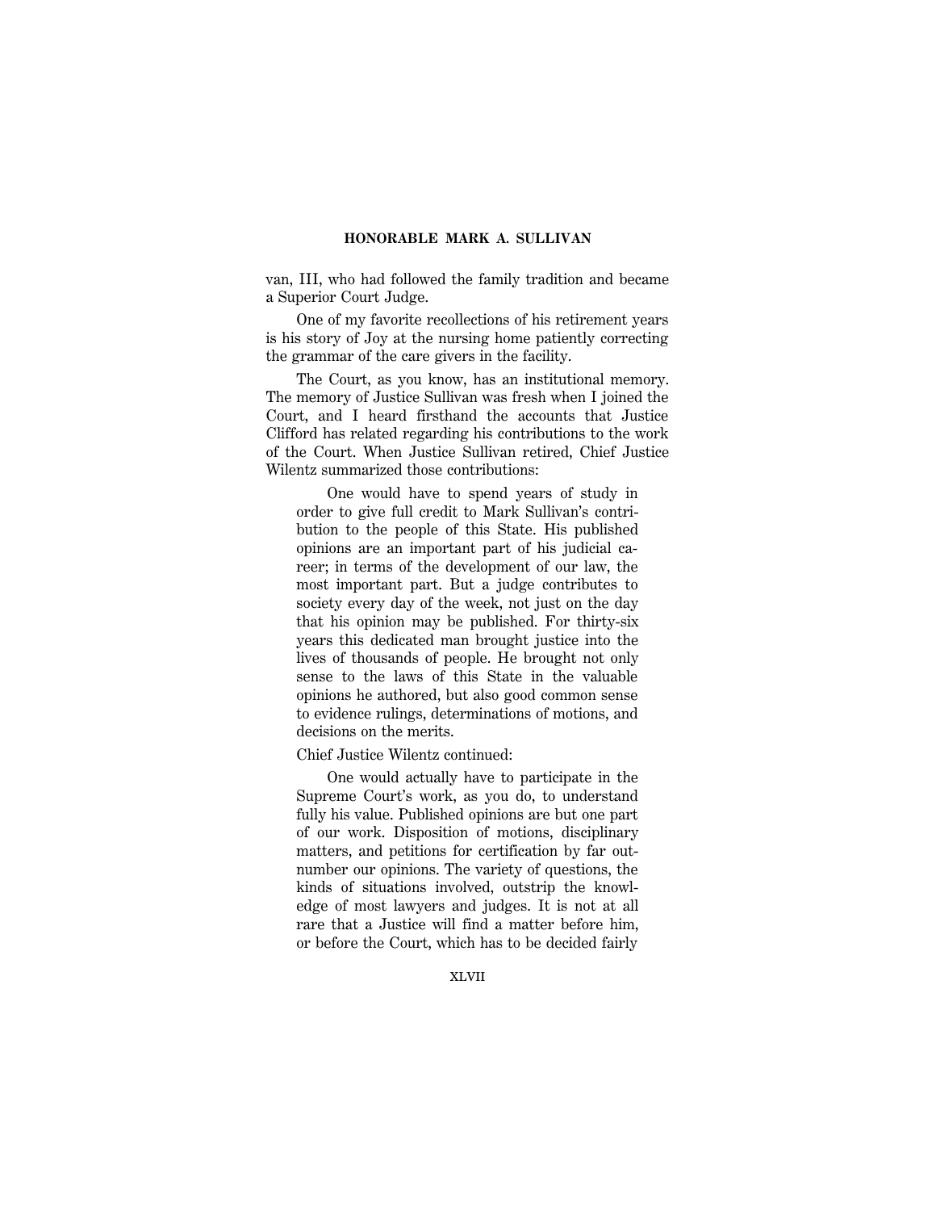van, III, who had followed the family tradition and became a Superior Court Judge.

One of my favorite recollections of his retirement years is his story of Joy at the nursing home patiently correcting the grammar of the care givers in the facility.

The Court, as you know, has an institutional memory. The memory of Justice Sullivan was fresh when I joined the Court, and I heard firsthand the accounts that Justice Clifford has related regarding his contributions to the work of the Court. When Justice Sullivan retired, Chief Justice Wilentz summarized those contributions:

> One would have to spend years of study in order to give full credit to Mark Sullivan's contribution to the people of this State. His published opinions are an important part of his judicial career; in terms of the development of our law, the most important part. But a judge contributes to society every day of the week, not just on the day that his opinion may be published. For thirty-six years this dedicated man brought justice into the lives of thousands of people. He brought not only sense to the laws of this State in the valuable opinions he authored, but also good common sense to evidence rulings, determinations of motions, and decisions on the merits.

Chief Justice Wilentz continued:

> One would actually have to participate in the Supreme Court's work, as you do, to understand fully his value. Published opinions are but one part of our work. Disposition of motions, disciplinary matters, and petitions for certification by far outnumber our opinions. The variety of questions, the kinds of situations involved, outstrip the knowledge of most lawyers and judges. It is not at all rare that a Justice will find a matter before him, or before the Court, which has to be decided fairly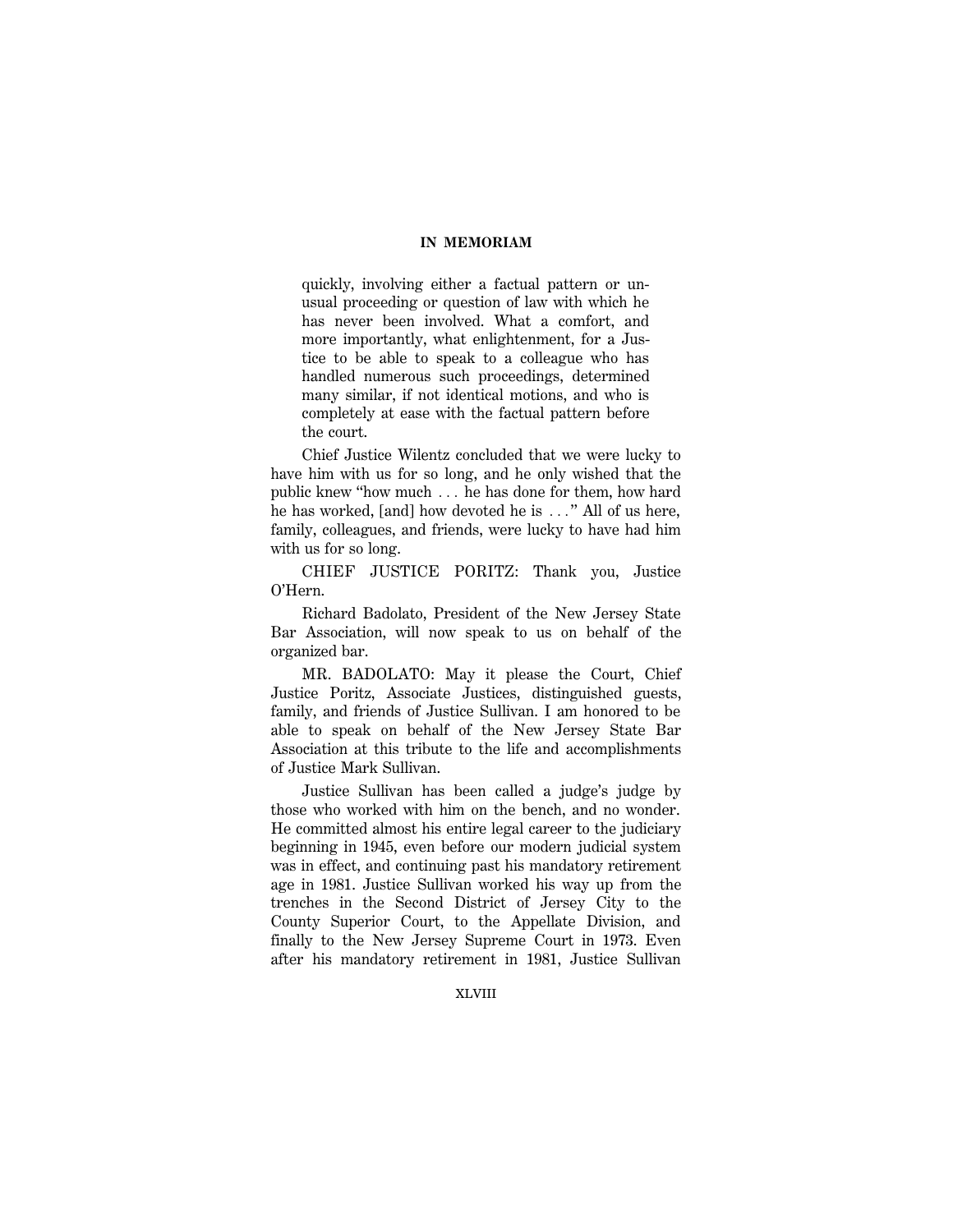> quickly, involving either a factual pattern or unusual proceeding or question of law with which he has never been involved. What a comfort, and more importantly, what enlightenment, for a Justice to be able to speak to a colleague who has handled numerous such proceedings, determined many similar, if not identical motions, and who is completely at ease with the factual pattern before the court.

Chief Justice Wilentz concluded that we were lucky to have him with us for so long, and he only wished that the public knew "how much . . . he has done for them, how hard he has worked, [and] how devoted he is . . ." All of us here, family, colleagues, and friends, were lucky to have had him with us for so long.

CHIEF JUSTICE PORITZ: Thank you, Justice O'Hern.

Richard Badolato, President of the New Jersey State Bar Association, will now speak to us on behalf of the organized bar.

MR. BADOLATO: May it please the Court, Chief Justice Poritz, Associate Justices, distinguished guests, family, and friends of Justice Sullivan. I am honored to be able to speak on behalf of the New Jersey State Bar Association at this tribute to the life and accomplishments of Justice Mark Sullivan.

Justice Sullivan has been called a judge's judge by those who worked with him on the bench, and no wonder. He committed almost his entire legal career to the judiciary beginning in 1945, even before our modern judicial system was in effect, and continuing past his mandatory retirement age in 1981. Justice Sullivan worked his way up from the trenches in the Second District of Jersey City to the County Superior Court, to the Appellate Division, and finally to the New Jersey Supreme Court in 1973. Even after his mandatory retirement in 1981, Justice Sullivan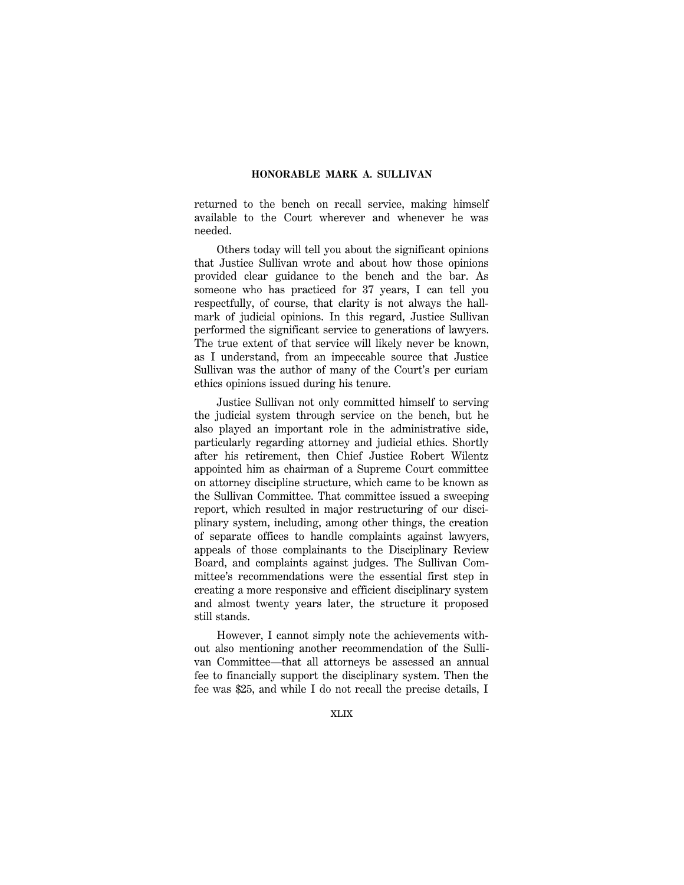returned to the bench on recall service, making himself available to the Court wherever and whenever he was needed.

Others today will tell you about the significant opinions that Justice Sullivan wrote and about how those opinions provided clear guidance to the bench and the bar. As someone who has practiced for 37 years, I can tell you respectfully, of course, that clarity is not always the hallmark of judicial opinions. In this regard, Justice Sullivan performed the significant service to generations of lawyers. The true extent of that service will likely never be known, as I understand, from an impeccable source that Justice Sullivan was the author of many of the Court's per curiam ethics opinions issued during his tenure.

Justice Sullivan not only committed himself to serving the judicial system through service on the bench, but he also played an important role in the administrative side, particularly regarding attorney and judicial ethics. Shortly after his retirement, then Chief Justice Robert Wilentz appointed him as chairman of a Supreme Court committee on attorney discipline structure, which came to be known as the Sullivan Committee. That committee issued a sweeping report, which resulted in major restructuring of our disciplinary system, including, among other things, the creation of separate offices to handle complaints against lawyers, appeals of those complainants to the Disciplinary Review Board, and complaints against judges. The Sullivan Committee's recommendations were the essential first step in creating a more responsive and efficient disciplinary system and almost twenty years later, the structure it proposed still stands.

However, I cannot simply note the achievements without also mentioning another recommendation of the Sullivan Committee—that all attorneys be assessed an annual fee to financially support the disciplinary system. Then the fee was $25, and while I do not recall the precise details, I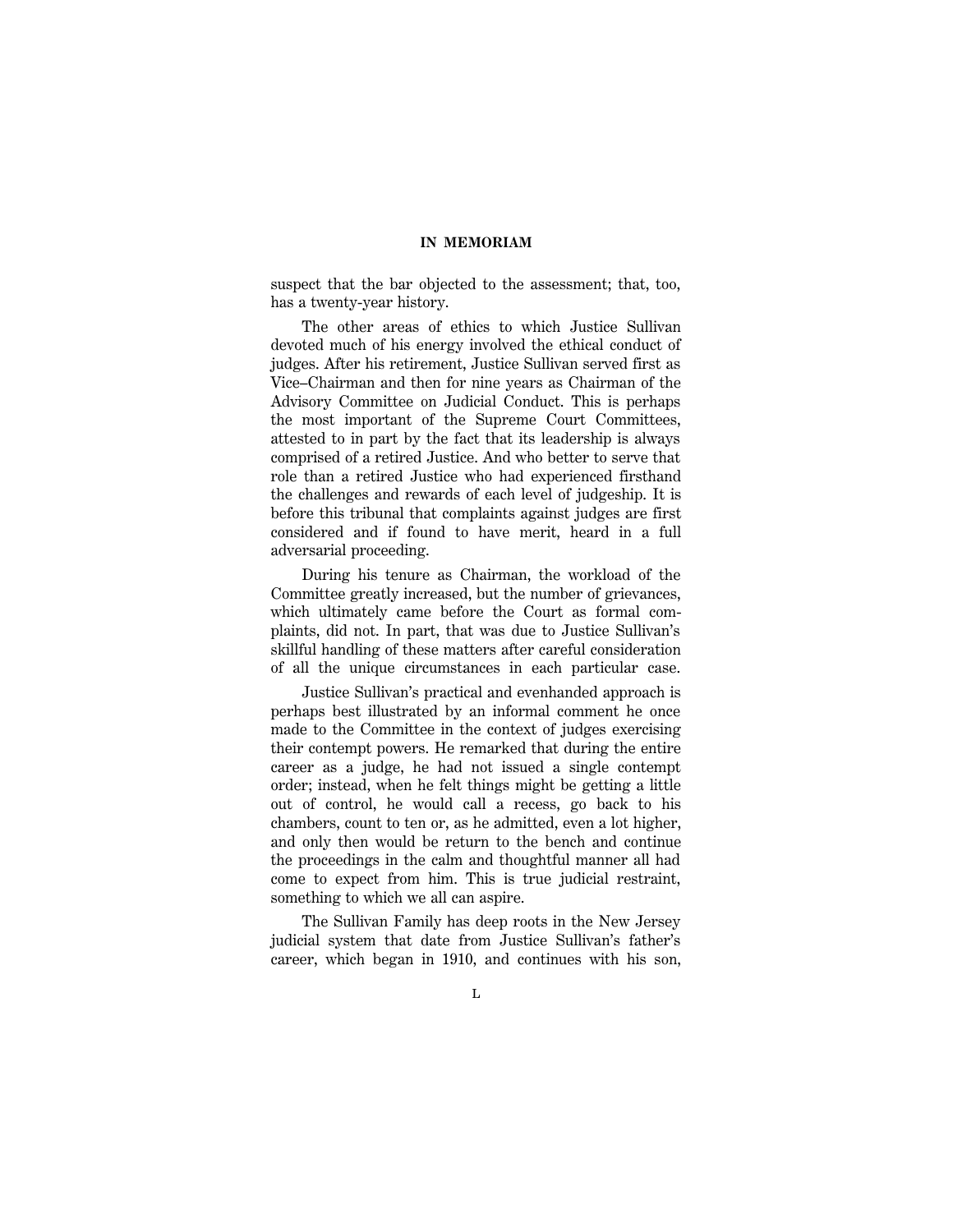suspect that the bar objected to the assessment; that, too, has a twenty-year history.

The other areas of ethics to which Justice Sullivan devoted much of his energy involved the ethical conduct of judges. After his retirement, Justice Sullivan served first as Vice–Chairman and then for nine years as Chairman of the Advisory Committee on Judicial Conduct. This is perhaps the most important of the Supreme Court Committees, attested to in part by the fact that its leadership is always comprised of a retired Justice. And who better to serve that role than a retired Justice who had experienced firsthand the challenges and rewards of each level of judgeship. It is before this tribunal that complaints against judges are first considered and if found to have merit, heard in a full adversarial proceeding.

During his tenure as Chairman, the workload of the Committee greatly increased, but the number of grievances, which ultimately came before the Court as formal complaints, did not. In part, that was due to Justice Sullivan's skillful handling of these matters after careful consideration of all the unique circumstances in each particular case.

Justice Sullivan's practical and evenhanded approach is perhaps best illustrated by an informal comment he once made to the Committee in the context of judges exercising their contempt powers. He remarked that during the entire career as a judge, he had not issued a single contempt order; instead, when he felt things might be getting a little out of control, he would call a recess, go back to his chambers, count to ten or, as he admitted, even a lot higher, and only then would be return to the bench and continue the proceedings in the calm and thoughtful manner all had come to expect from him. This is true judicial restraint, something to which we all can aspire.

The Sullivan Family has deep roots in the New Jersey judicial system that date from Justice Sullivan's father's career, which began in 1910, and continues with his son,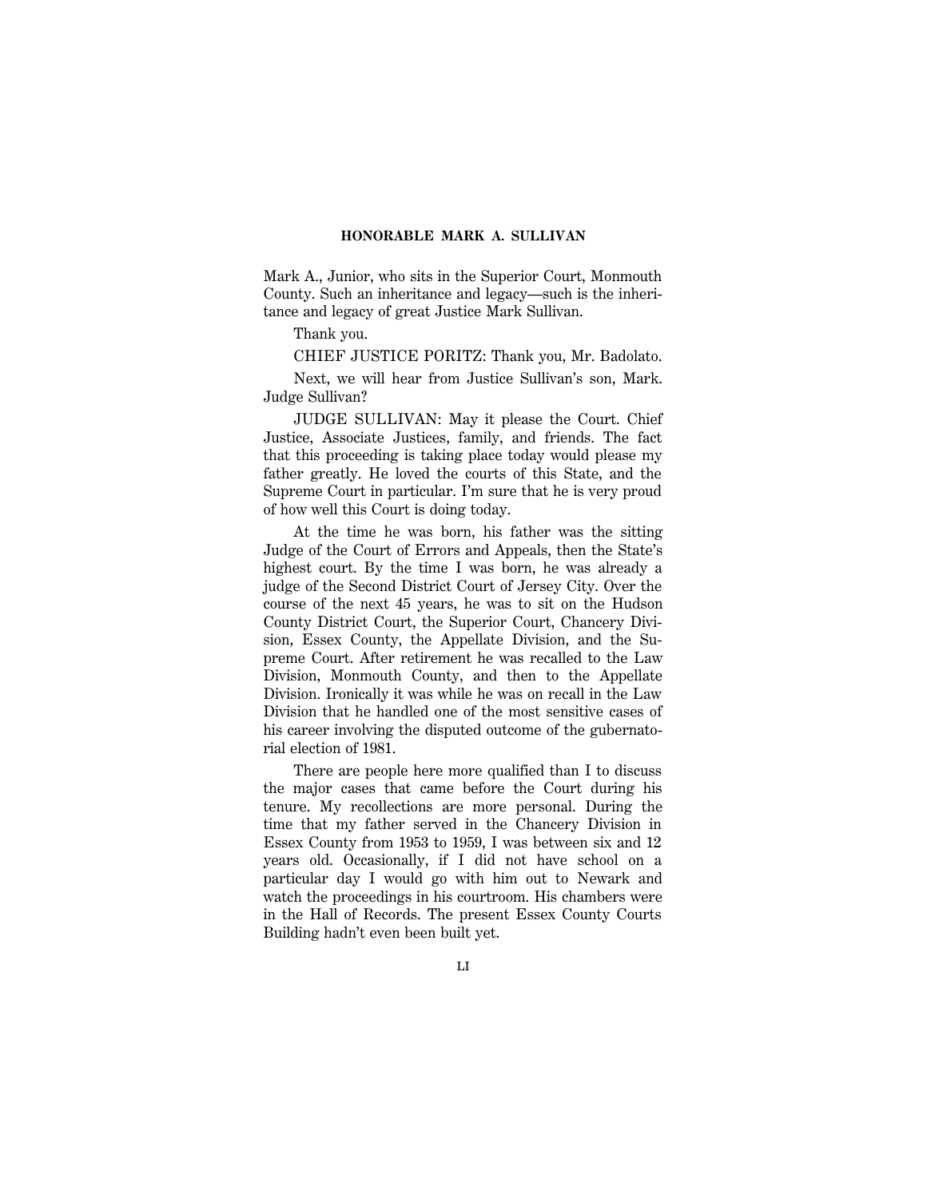Mark A., Junior, who sits in the Superior Court, Monmouth County. Such an inheritance and legacy—such is the inheritance and legacy of great Justice Mark Sullivan.

Thank you.

CHIEF JUSTICE PORITZ: Thank you, Mr. Badolato.

Next, we will hear from Justice Sullivan's son, Mark. Judge Sullivan?

JUDGE SULLIVAN: May it please the Court. Chief Justice, Associate Justices, family, and friends. The fact that this proceeding is taking place today would please my father greatly. He loved the courts of this State, and the Supreme Court in particular. I'm sure that he is very proud of how well this Court is doing today.

At the time he was born, his father was the sitting Judge of the Court of Errors and Appeals, then the State's highest court. By the time I was born, he was already a judge of the Second District Court of Jersey City. Over the course of the next 45 years, he was to sit on the Hudson County District Court, the Superior Court, Chancery Division, Essex County, the Appellate Division, and the Supreme Court. After retirement he was recalled to the Law Division, Monmouth County, and then to the Appellate Division. Ironically it was while he was on recall in the Law Division that he handled one of the most sensitive cases of his career involving the disputed outcome of the gubernatorial election of 1981.

There are people here more qualified than I to discuss the major cases that came before the Court during his tenure. My recollections are more personal. During the time that my father served in the Chancery Division in Essex County from 1953 to 1959, I was between six and 12 years old. Occasionally, if I did not have school on a particular day I would go with him out to Newark and watch the proceedings in his courtroom. His chambers were in the Hall of Records. The present Essex County Courts Building hadn't even been built yet.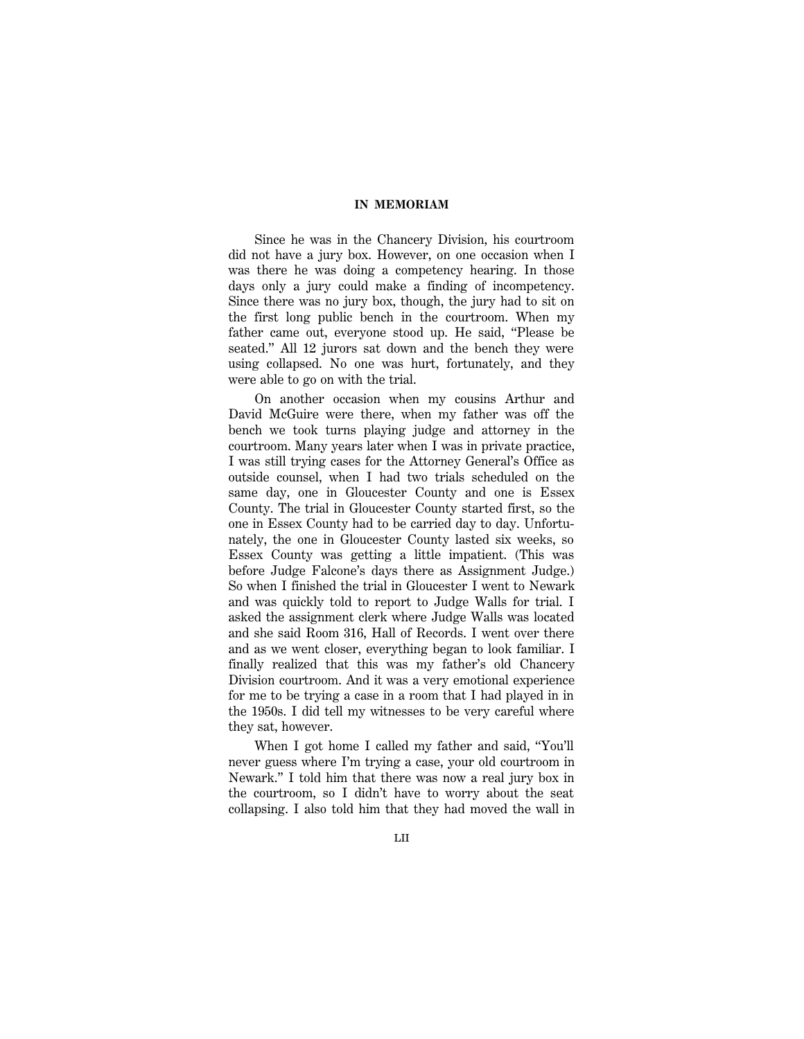Since he was in the Chancery Division, his courtroom did not have a jury box. However, on one occasion when I was there he was doing a competency hearing. In those days only a jury could make a finding of incompetency. Since there was no jury box, though, the jury had to sit on the first long public bench in the courtroom. When my father came out, everyone stood up. He said, "Please be seated." All 12 jurors sat down and the bench they were using collapsed. No one was hurt, fortunately, and they were able to go on with the trial.

On another occasion when my cousins Arthur and David McGuire were there, when my father was off the bench we took turns playing judge and attorney in the courtroom. Many years later when I was in private practice, I was still trying cases for the Attorney General's Office as outside counsel, when I had two trials scheduled on the same day, one in Gloucester County and one is Essex County. The trial in Gloucester County started first, so the one in Essex County had to be carried day to day. Unfortunately, the one in Gloucester County lasted six weeks, so Essex County was getting a little impatient. (This was before Judge Falcone's days there as Assignment Judge.) So when I finished the trial in Gloucester I went to Newark and was quickly told to report to Judge Walls for trial. I asked the assignment clerk where Judge Walls was located and she said Room 316, Hall of Records. I went over there and as we went closer, everything began to look familiar. I finally realized that this was my father's old Chancery Division courtroom. And it was a very emotional experience for me to be trying a case in a room that I had played in in the 1950s. I did tell my witnesses to be very careful where they sat, however.

When I got home I called my father and said, "You'll never guess where I'm trying a case, your old courtroom in Newark." I told him that there was now a real jury box in the courtroom, so I didn't have to worry about the seat collapsing. I also told him that they had moved the wall in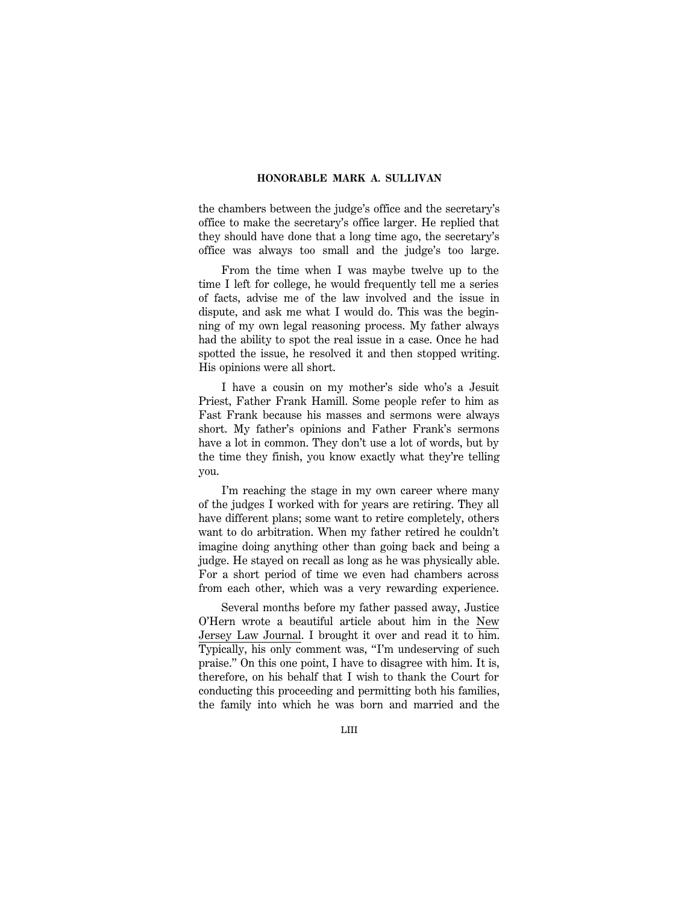the chambers between the judge's office and the secretary's office to make the secretary's office larger. He replied that they should have done that a long time ago, the secretary's office was always too small and the judge's too large.

From the time when I was maybe twelve up to the time I left for college, he would frequently tell me a series of facts, advise me of the law involved and the issue in dispute, and ask me what I would do. This was the beginning of my own legal reasoning process. My father always had the ability to spot the real issue in a case. Once he had spotted the issue, he resolved it and then stopped writing. His opinions were all short.

I have a cousin on my mother's side who's a Jesuit Priest, Father Frank Hamill. Some people refer to him as Fast Frank because his masses and sermons were always short. My father's opinions and Father Frank's sermons have a lot in common. They don't use a lot of words, but by the time they finish, you know exactly what they're telling you.

I'm reaching the stage in my own career where many of the judges I worked with for years are retiring. They all have different plans; some want to retire completely, others want to do arbitration. When my father retired he couldn't imagine doing anything other than going back and being a judge. He stayed on recall as long as he was physically able. For a short period of time we even had chambers across from each other, which was a very rewarding experience.

Several months before my father passed away, Justice O'Hern wrote a beautiful article about him in the New Jersey Law Journal. I brought it over and read it to him. Typically, his only comment was, "I'm undeserving of such praise." On this one point, I have to disagree with him. It is, therefore, on his behalf that I wish to thank the Court for conducting this proceeding and permitting both his families, the family into which he was born and married and the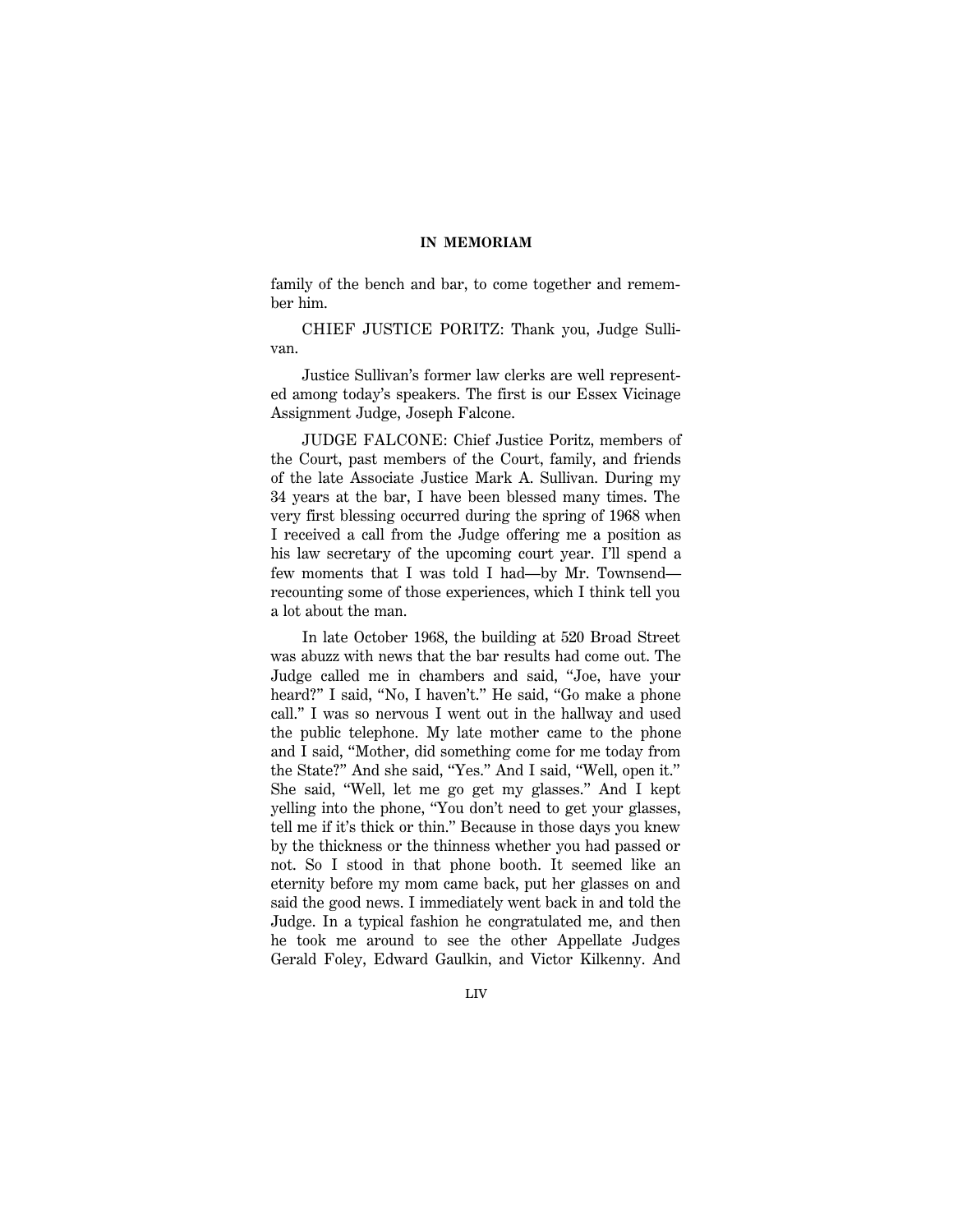family of the bench and bar, to come together and remember him.

CHIEF JUSTICE PORITZ: Thank you, Judge Sullivan.

Justice Sullivan's former law clerks are well represented among today's speakers. The first is our Essex Vicinage Assignment Judge, Joseph Falcone.

JUDGE FALCONE: Chief Justice Poritz, members of the Court, past members of the Court, family, and friends of the late Associate Justice Mark A. Sullivan. During my 34 years at the bar, I have been blessed many times. The very first blessing occurred during the spring of 1968 when I received a call from the Judge offering me a position as his law secretary of the upcoming court year. I'll spend a few moments that I was told I had—by Mr. Townsend—recounting some of those experiences, which I think tell you a lot about the man.

In late October 1968, the building at 520 Broad Street was abuzz with news that the bar results had come out. The Judge called me in chambers and said, "Joe, have your heard?" I said, "No, I haven't." He said, "Go make a phone call." I was so nervous I went out in the hallway and used the public telephone. My late mother came to the phone and I said, "Mother, did something come for me today from the State?" And she said, "Yes." And I said, "Well, open it." She said, "Well, let me go get my glasses." And I kept yelling into the phone, "You don't need to get your glasses, tell me if it's thick or thin." Because in those days you knew by the thickness or the thinness whether you had passed or not. So I stood in that phone booth. It seemed like an eternity before my mom came back, put her glasses on and said the good news. I immediately went back in and told the Judge. In a typical fashion he congratulated me, and then he took me around to see the other Appellate Judges Gerald Foley, Edward Gaulkin, and Victor Kilkenny. And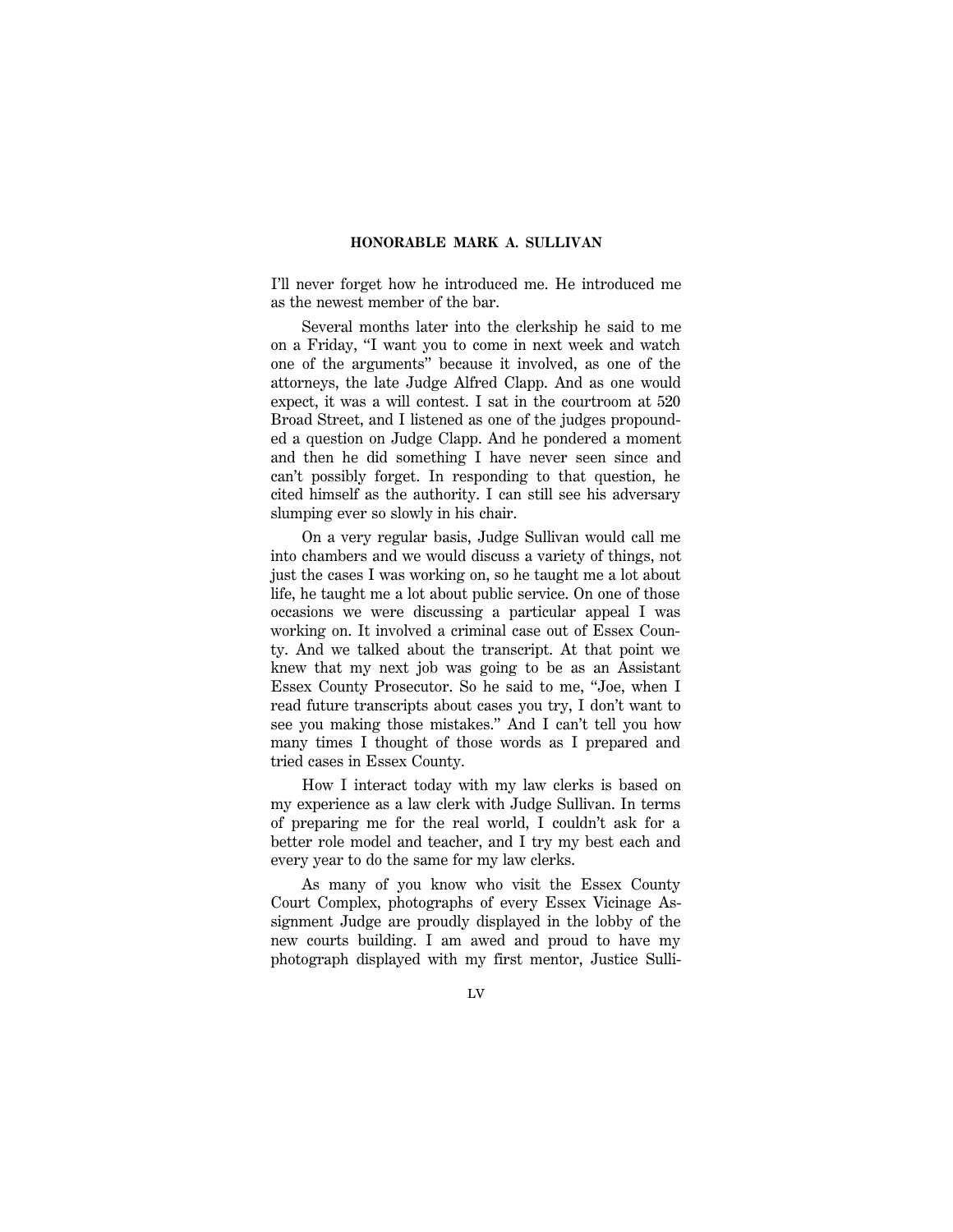I'll never forget how he introduced me. He introduced me as the newest member of the bar.

Several months later into the clerkship he said to me on a Friday, "I want you to come in next week and watch one of the arguments" because it involved, as one of the attorneys, the late Judge Alfred Clapp. And as one would expect, it was a will contest. I sat in the courtroom at 520 Broad Street, and I listened as one of the judges propounded a question on Judge Clapp. And he pondered a moment and then he did something I have never seen since and can't possibly forget. In responding to that question, he cited himself as the authority. I can still see his adversary slumping ever so slowly in his chair.

On a very regular basis, Judge Sullivan would call me into chambers and we would discuss a variety of things, not just the cases I was working on, so he taught me a lot about life, he taught me a lot about public service. On one of those occasions we were discussing a particular appeal I was working on. It involved a criminal case out of Essex County. And we talked about the transcript. At that point we knew that my next job was going to be as an Assistant Essex County Prosecutor. So he said to me, "Joe, when I read future transcripts about cases you try, I don't want to see you making those mistakes." And I can't tell you how many times I thought of those words as I prepared and tried cases in Essex County.

How I interact today with my law clerks is based on my experience as a law clerk with Judge Sullivan. In terms of preparing me for the real world, I couldn't ask for a better role model and teacher, and I try my best each and every year to do the same for my law clerks.

As many of you know who visit the Essex County Court Complex, photographs of every Essex Vicinage Assignment Judge are proudly displayed in the lobby of the new courts building. I am awed and proud to have my photograph displayed with my first mentor, Justice Sulli-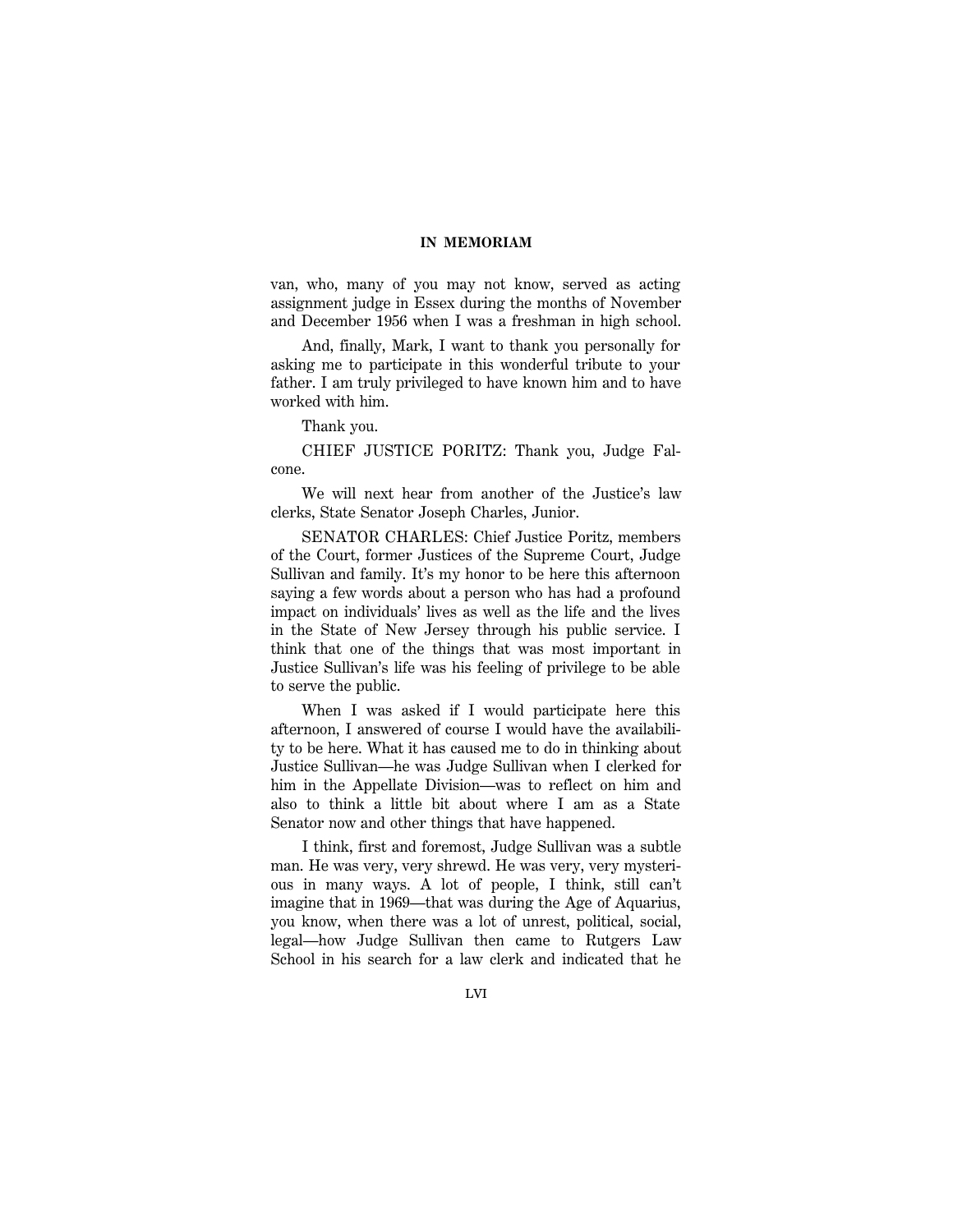van, who, many of you may not know, served as acting assignment judge in Essex during the months of November and December 1956 when I was a freshman in high school.

And, finally, Mark, I want to thank you personally for asking me to participate in this wonderful tribute to your father. I am truly privileged to have known him and to have worked with him.

Thank you.

CHIEF JUSTICE PORITZ: Thank you, Judge Falcone.

We will next hear from another of the Justice's law clerks, State Senator Joseph Charles, Junior.

SENATOR CHARLES: Chief Justice Poritz, members of the Court, former Justices of the Supreme Court, Judge Sullivan and family. It's my honor to be here this afternoon saying a few words about a person who has had a profound impact on individuals' lives as well as the life and the lives in the State of New Jersey through his public service. I think that one of the things that was most important in Justice Sullivan's life was his feeling of privilege to be able to serve the public.

When I was asked if I would participate here this afternoon, I answered of course I would have the availability to be here. What it has caused me to do in thinking about Justice Sullivan—he was Judge Sullivan when I clerked for him in the Appellate Division—was to reflect on him and also to think a little bit about where I am as a State Senator now and other things that have happened.

I think, first and foremost, Judge Sullivan was a subtle man. He was very, very shrewd. He was very, very mysterious in many ways. A lot of people, I think, still can't imagine that in 1969—that was during the Age of Aquarius, you know, when there was a lot of unrest, political, social, legal—how Judge Sullivan then came to Rutgers Law School in his search for a law clerk and indicated that he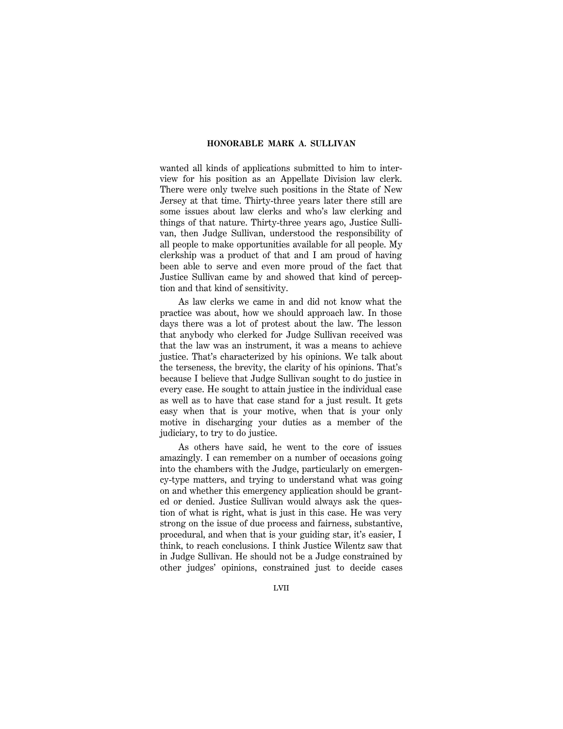wanted all kinds of applications submitted to him to interview for his position as an Appellate Division law clerk. There were only twelve such positions in the State of New Jersey at that time. Thirty-three years later there still are some issues about law clerks and who's law clerking and things of that nature. Thirty-three years ago, Justice Sullivan, then Judge Sullivan, understood the responsibility of all people to make opportunities available for all people. My clerkship was a product of that and I am proud of having been able to serve and even more proud of the fact that Justice Sullivan came by and showed that kind of perception and that kind of sensitivity.

As law clerks we came in and did not know what the practice was about, how we should approach law. In those days there was a lot of protest about the law. The lesson that anybody who clerked for Judge Sullivan received was that the law was an instrument, it was a means to achieve justice. That's characterized by his opinions. We talk about the terseness, the brevity, the clarity of his opinions. That's because I believe that Judge Sullivan sought to do justice in every case. He sought to attain justice in the individual case as well as to have that case stand for a just result. It gets easy when that is your motive, when that is your only motive in discharging your duties as a member of the judiciary, to try to do justice.

As others have said, he went to the core of issues amazingly. I can remember on a number of occasions going into the chambers with the Judge, particularly on emergency-type matters, and trying to understand what was going on and whether this emergency application should be granted or denied. Justice Sullivan would always ask the question of what is right, what is just in this case. He was very strong on the issue of due process and fairness, substantive, procedural, and when that is your guiding star, it's easier, I think, to reach conclusions. I think Justice Wilentz saw that in Judge Sullivan. He should not be a Judge constrained by other judges' opinions, constrained just to decide cases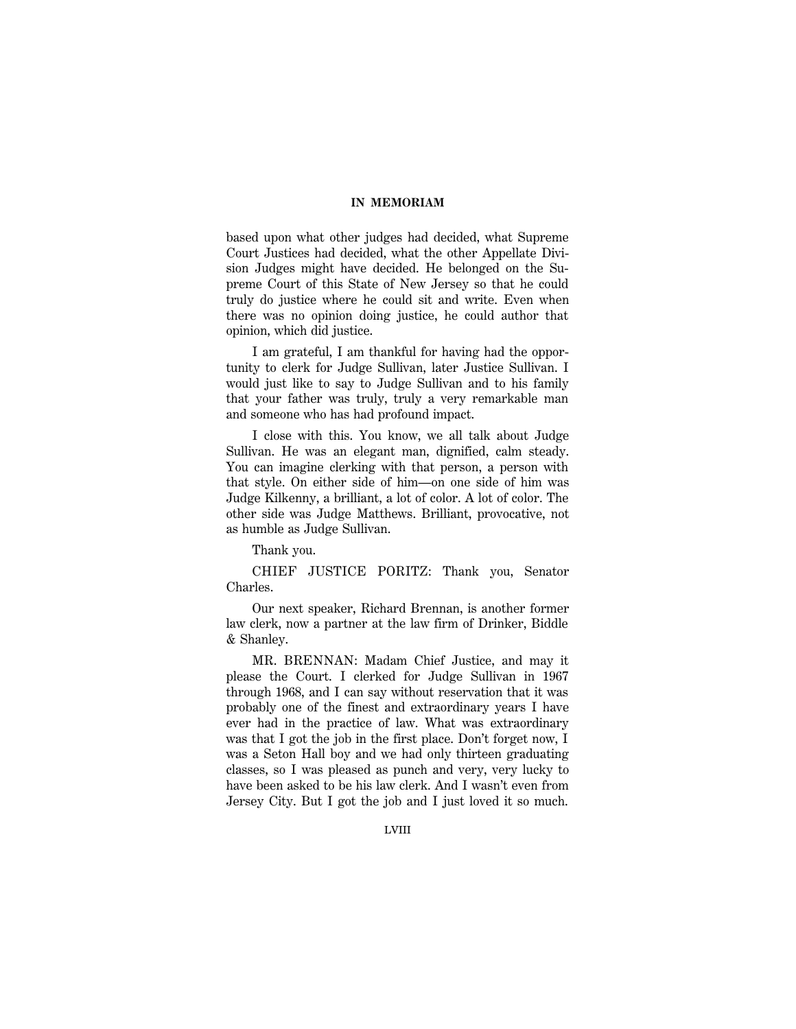based upon what other judges had decided, what Supreme Court Justices had decided, what the other Appellate Division Judges might have decided. He belonged on the Supreme Court of this State of New Jersey so that he could truly do justice where he could sit and write. Even when there was no opinion doing justice, he could author that opinion, which did justice.

I am grateful, I am thankful for having had the opportunity to clerk for Judge Sullivan, later Justice Sullivan. I would just like to say to Judge Sullivan and to his family that your father was truly, truly a very remarkable man and someone who has had profound impact.

I close with this. You know, we all talk about Judge Sullivan. He was an elegant man, dignified, calm steady. You can imagine clerking with that person, a person with that style. On either side of him—on one side of him was Judge Kilkenny, a brilliant, a lot of color. A lot of color. The other side was Judge Matthews. Brilliant, provocative, not as humble as Judge Sullivan.

Thank you.

CHIEF JUSTICE PORITZ: Thank you, Senator Charles.

Our next speaker, Richard Brennan, is another former law clerk, now a partner at the law firm of Drinker, Biddle & Shanley.

MR. BRENNAN: Madam Chief Justice, and may it please the Court. I clerked for Judge Sullivan in 1967 through 1968, and I can say without reservation that it was probably one of the finest and extraordinary years I have ever had in the practice of law. What was extraordinary was that I got the job in the first place. Don't forget now, I was a Seton Hall boy and we had only thirteen graduating classes, so I was pleased as punch and very, very lucky to have been asked to be his law clerk. And I wasn't even from Jersey City. But I got the job and I just loved it so much.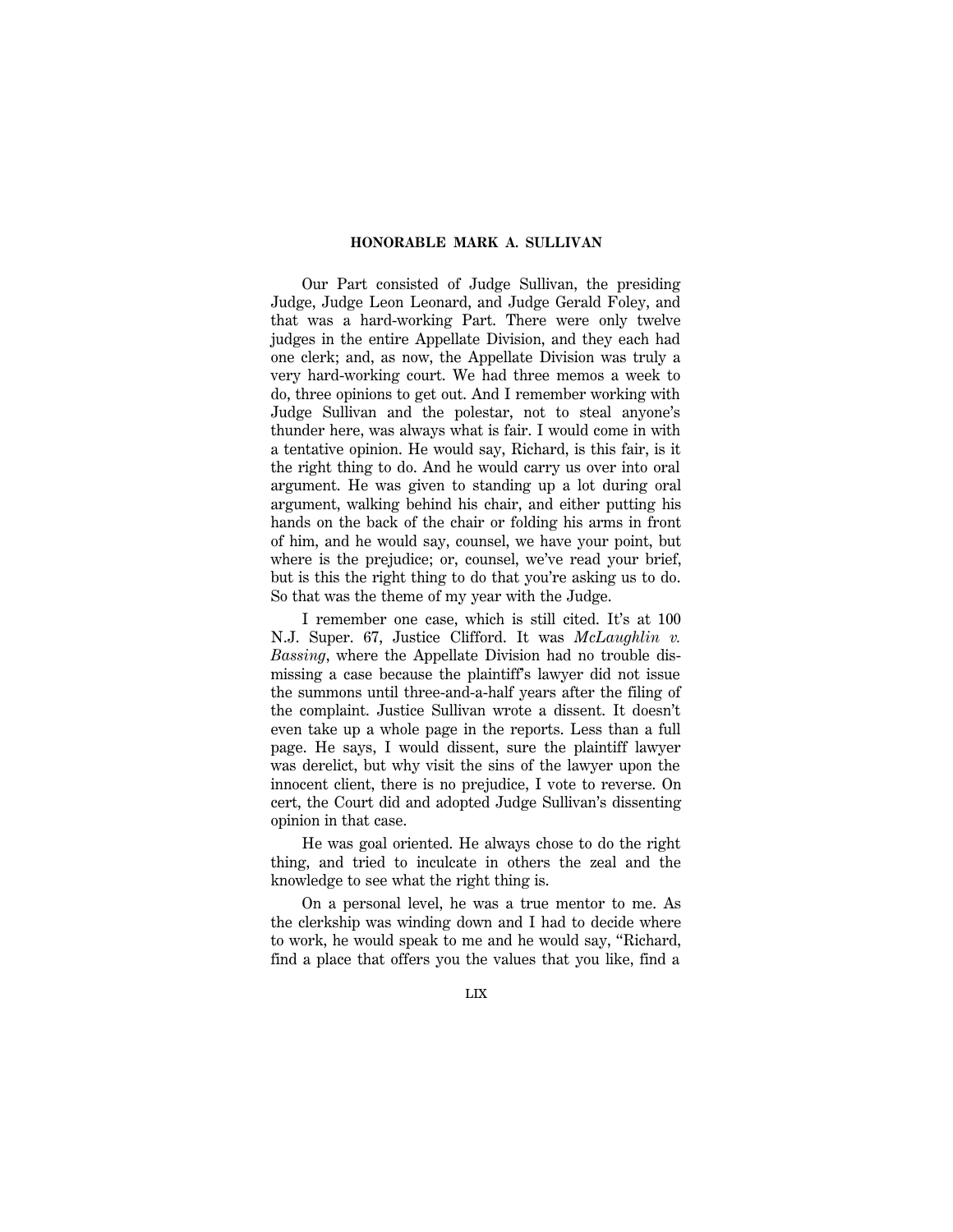Our Part consisted of Judge Sullivan, the presiding Judge, Judge Leon Leonard, and Judge Gerald Foley, and that was a hard-working Part. There were only twelve judges in the entire Appellate Division, and they each had one clerk; and, as now, the Appellate Division was truly a very hard-working court. We had three memos a week to do, three opinions to get out. And I remember working with Judge Sullivan and the polestar, not to steal anyone's thunder here, was always what is fair. I would come in with a tentative opinion. He would say, Richard, is this fair, is it the right thing to do. And he would carry us over into oral argument. He was given to standing up a lot during oral argument, walking behind his chair, and either putting his hands on the back of the chair or folding his arms in front of him, and he would say, counsel, we have your point, but where is the prejudice; or, counsel, we've read your brief, but is this the right thing to do that you're asking us to do. So that was the theme of my year with the Judge.

I remember one case, which is still cited. It's at 100 N.J. Super. 67, Justice Clifford. It was *McLaughlin v. Bassing*, where the Appellate Division had no trouble dismissing a case because the plaintiff's lawyer did not issue the summons until three-and-a-half years after the filing of the complaint. Justice Sullivan wrote a dissent. It doesn't even take up a whole page in the reports. Less than a full page. He says, I would dissent, sure the plaintiff lawyer was derelict, but why visit the sins of the lawyer upon the innocent client, there is no prejudice, I vote to reverse. On cert, the Court did and adopted Judge Sullivan's dissenting opinion in that case.

He was goal oriented. He always chose to do the right thing, and tried to inculcate in others the zeal and the knowledge to see what the right thing is.

On a personal level, he was a true mentor to me. As the clerkship was winding down and I had to decide where to work, he would speak to me and he would say, "Richard, find a place that offers you the values that you like, find a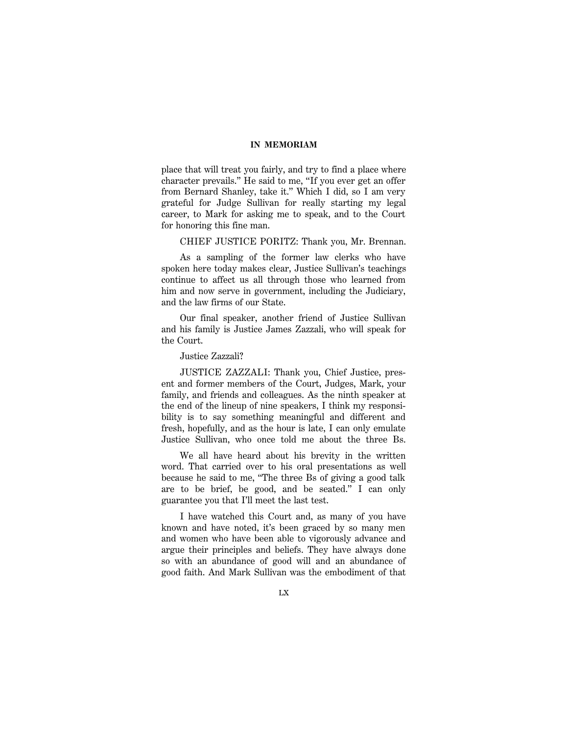place that will treat you fairly, and try to find a place where character prevails." He said to me, "If you ever get an offer from Bernard Shanley, take it." Which I did, so I am very grateful for Judge Sullivan for really starting my legal career, to Mark for asking me to speak, and to the Court for honoring this fine man.

CHIEF JUSTICE PORITZ: Thank you, Mr. Brennan.

As a sampling of the former law clerks who have spoken here today makes clear, Justice Sullivan's teachings continue to affect us all through those who learned from him and now serve in government, including the Judiciary, and the law firms of our State.

Our final speaker, another friend of Justice Sullivan and his family is Justice James Zazzali, who will speak for the Court.

Justice Zazzali?

JUSTICE ZAZZALI: Thank you, Chief Justice, present and former members of the Court, Judges, Mark, your family, and friends and colleagues. As the ninth speaker at the end of the lineup of nine speakers, I think my responsibility is to say something meaningful and different and fresh, hopefully, and as the hour is late, I can only emulate Justice Sullivan, who once told me about the three Bs.

We all have heard about his brevity in the written word. That carried over to his oral presentations as well because he said to me, "The three Bs of giving a good talk are to be brief, be good, and be seated." I can only guarantee you that I'll meet the last test.

I have watched this Court and, as many of you have known and have noted, it's been graced by so many men and women who have been able to vigorously advance and argue their principles and beliefs. They have always done so with an abundance of good will and an abundance of good faith. And Mark Sullivan was the embodiment of that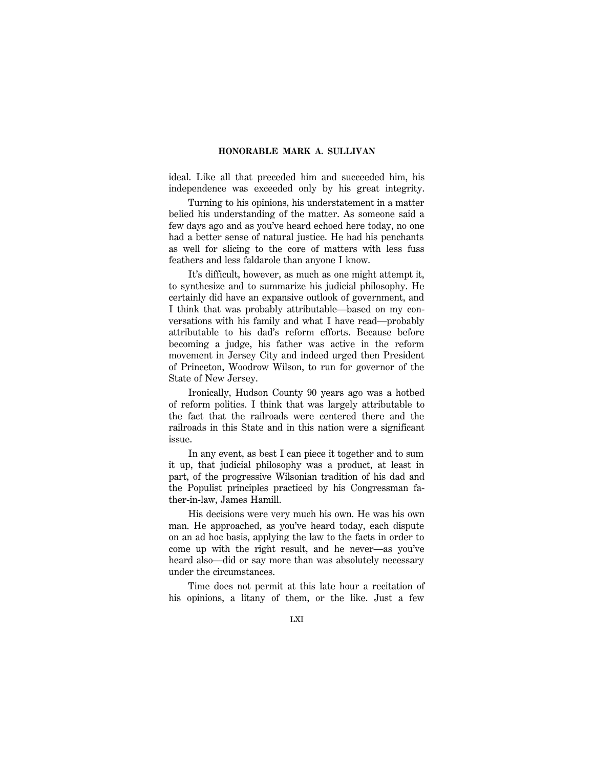ideal. Like all that preceded him and succeeded him, his independence was exceeded only by his great integrity.

Turning to his opinions, his understatement in a matter belied his understanding of the matter. As someone said a few days ago and as you've heard echoed here today, no one had a better sense of natural justice. He had his penchants as well for slicing to the core of matters with less fuss feathers and less faldarole than anyone I know.

It's difficult, however, as much as one might attempt it, to synthesize and to summarize his judicial philosophy. He certainly did have an expansive outlook of government, and I think that was probably attributable—based on my conversations with his family and what I have read—probably attributable to his dad's reform efforts. Because before becoming a judge, his father was active in the reform movement in Jersey City and indeed urged then President of Princeton, Woodrow Wilson, to run for governor of the State of New Jersey.

Ironically, Hudson County 90 years ago was a hotbed of reform politics. I think that was largely attributable to the fact that the railroads were centered there and the railroads in this State and in this nation were a significant issue.

In any event, as best I can piece it together and to sum it up, that judicial philosophy was a product, at least in part, of the progressive Wilsonian tradition of his dad and the Populist principles practiced by his Congressman father-in-law, James Hamill.

His decisions were very much his own. He was his own man. He approached, as you've heard today, each dispute on an ad hoc basis, applying the law to the facts in order to come up with the right result, and he never—as you've heard also—did or say more than was absolutely necessary under the circumstances.

Time does not permit at this late hour a recitation of his opinions, a litany of them, or the like. Just a few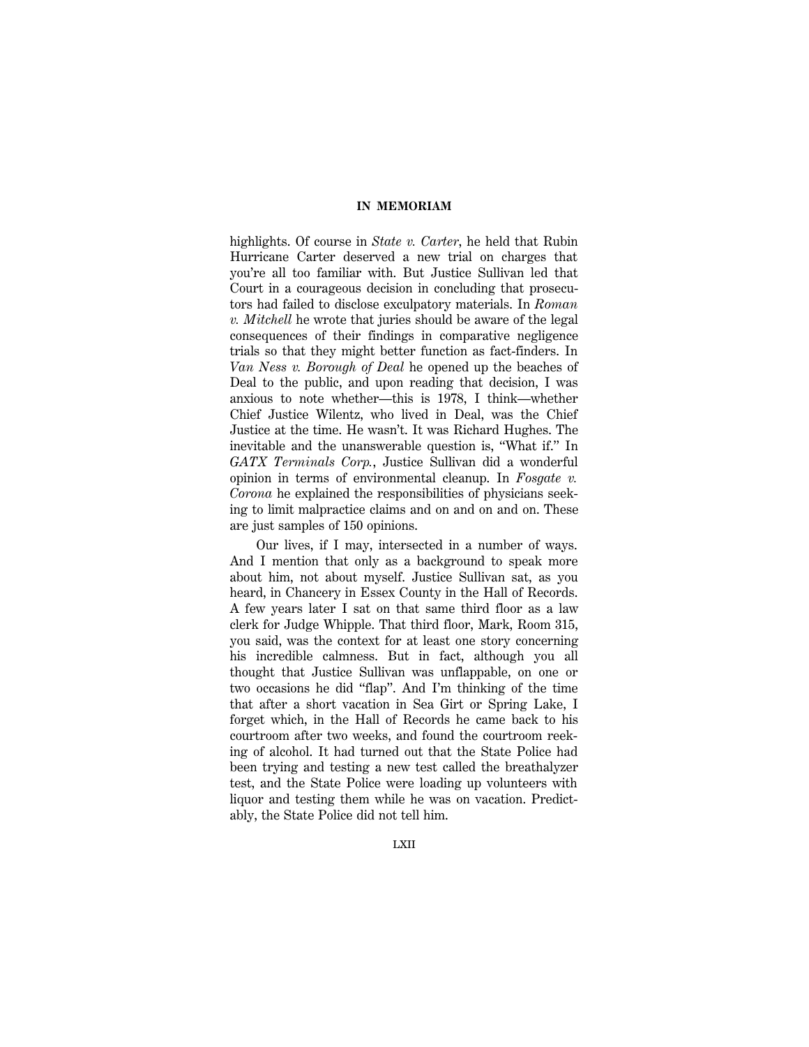highlights. Of course in *State v. Carter*, he held that Rubin Hurricane Carter deserved a new trial on charges that you're all too familiar with. But Justice Sullivan led that Court in a courageous decision in concluding that prosecutors had failed to disclose exculpatory materials. In *Roman v. Mitchell* he wrote that juries should be aware of the legal consequences of their findings in comparative negligence trials so that they might better function as fact-finders. In *Van Ness v. Borough of Deal* he opened up the beaches of Deal to the public, and upon reading that decision, I was anxious to note whether—this is 1978, I think—whether Chief Justice Wilentz, who lived in Deal, was the Chief Justice at the time. He wasn't. It was Richard Hughes. The inevitable and the unanswerable question is, "What if." In *GATX Terminals Corp.*, Justice Sullivan did a wonderful opinion in terms of environmental cleanup. In *Fosgate v. Corona* he explained the responsibilities of physicians seeking to limit malpractice claims and on and on and on. These are just samples of 150 opinions.

Our lives, if I may, intersected in a number of ways. And I mention that only as a background to speak more about him, not about myself. Justice Sullivan sat, as you heard, in Chancery in Essex County in the Hall of Records. A few years later I sat on that same third floor as a law clerk for Judge Whipple. That third floor, Mark, Room 315, you said, was the context for at least one story concerning his incredible calmness. But in fact, although you all thought that Justice Sullivan was unflappable, on one or two occasions he did "flap". And I'm thinking of the time that after a short vacation in Sea Girt or Spring Lake, I forget which, in the Hall of Records he came back to his courtroom after two weeks, and found the courtroom reeking of alcohol. It had turned out that the State Police had been trying and testing a new test called the breathalyzer test, and the State Police were loading up volunteers with liquor and testing them while he was on vacation. Predictably, the State Police did not tell him.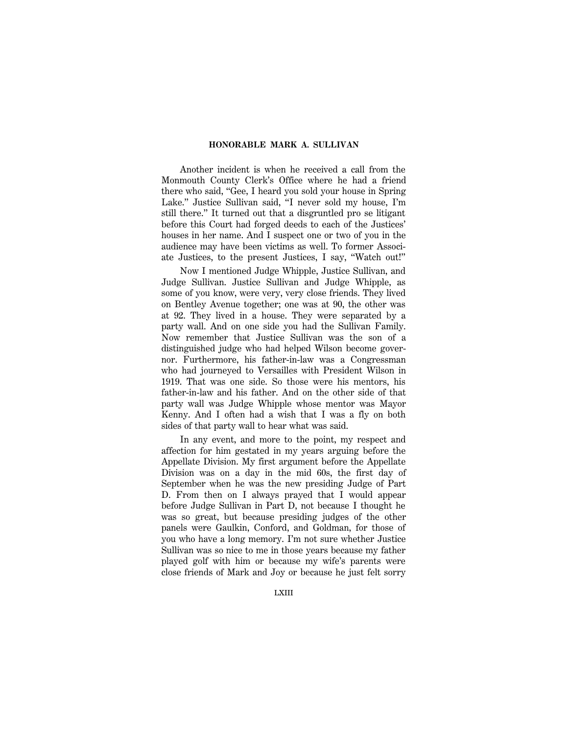Another incident is when he received a call from the Monmouth County Clerk's Office where he had a friend there who said, "Gee, I heard you sold your house in Spring Lake." Justice Sullivan said, "I never sold my house, I'm still there." It turned out that a disgruntled pro se litigant before this Court had forged deeds to each of the Justices' houses in her name. And I suspect one or two of you in the audience may have been victims as well. To former Associate Justices, to the present Justices, I say, "Watch out!"

Now I mentioned Judge Whipple, Justice Sullivan, and Judge Sullivan. Justice Sullivan and Judge Whipple, as some of you know, were very, very close friends. They lived on Bentley Avenue together; one was at 90, the other was at 92. They lived in a house. They were separated by a party wall. And on one side you had the Sullivan Family. Now remember that Justice Sullivan was the son of a distinguished judge who had helped Wilson become governor. Furthermore, his father-in-law was a Congressman who had journeyed to Versailles with President Wilson in 1919. That was one side. So those were his mentors, his father-in-law and his father. And on the other side of that party wall was Judge Whipple whose mentor was Mayor Kenny. And I often had a wish that I was a fly on both sides of that party wall to hear what was said.

In any event, and more to the point, my respect and affection for him gestated in my years arguing before the Appellate Division. My first argument before the Appellate Division was on a day in the mid 60s, the first day of September when he was the new presiding Judge of Part D. From then on I always prayed that I would appear before Judge Sullivan in Part D, not because I thought he was so great, but because presiding judges of the other panels were Gaulkin, Conford, and Goldman, for those of you who have a long memory. I'm not sure whether Justice Sullivan was so nice to me in those years because my father played golf with him or because my wife's parents were close friends of Mark and Joy or because he just felt sorry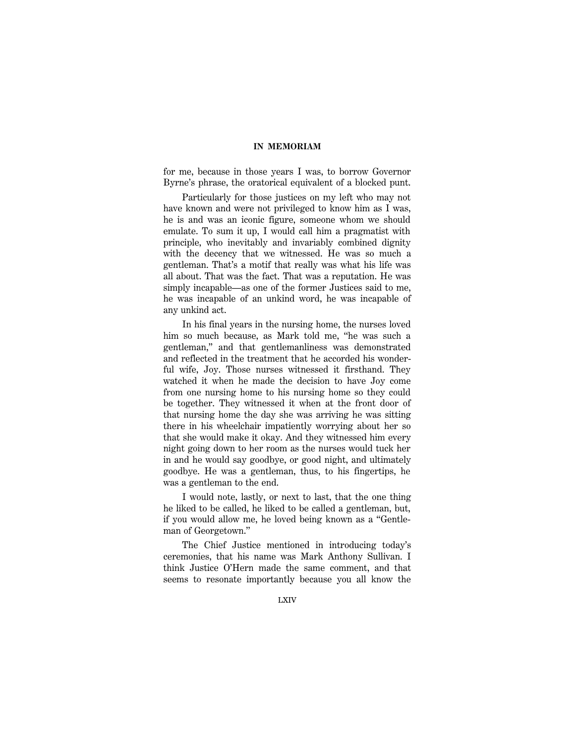for me, because in those years I was, to borrow Governor Byrne's phrase, the oratorical equivalent of a blocked punt.

Particularly for those justices on my left who may not have known and were not privileged to know him as I was, he is and was an iconic figure, someone whom we should emulate. To sum it up, I would call him a pragmatist with principle, who inevitably and invariably combined dignity with the decency that we witnessed. He was so much a gentleman. That's a motif that really was what his life was all about. That was the fact. That was a reputation. He was simply incapable—as one of the former Justices said to me, he was incapable of an unkind word, he was incapable of any unkind act.

In his final years in the nursing home, the nurses loved him so much because, as Mark told me, "he was such a gentleman," and that gentlemanliness was demonstrated and reflected in the treatment that he accorded his wonderful wife, Joy. Those nurses witnessed it firsthand. They watched it when he made the decision to have Joy come from one nursing home to his nursing home so they could be together. They witnessed it when at the front door of that nursing home the day she was arriving he was sitting there in his wheelchair impatiently worrying about her so that she would make it okay. And they witnessed him every night going down to her room as the nurses would tuck her in and he would say goodbye, or good night, and ultimately goodbye. He was a gentleman, thus, to his fingertips, he was a gentleman to the end.

I would note, lastly, or next to last, that the one thing he liked to be called, he liked to be called a gentleman, but, if you would allow me, he loved being known as a "Gentleman of Georgetown."

The Chief Justice mentioned in introducing today's ceremonies, that his name was Mark Anthony Sullivan. I think Justice O'Hern made the same comment, and that seems to resonate importantly because you all know the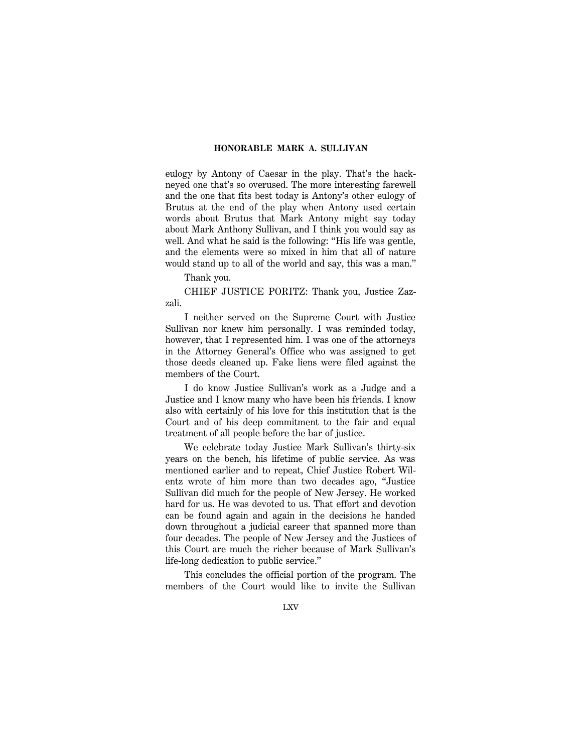eulogy by Antony of Caesar in the play. That's the hackneyed one that's so overused. The more interesting farewell and the one that fits best today is Antony's other eulogy of Brutus at the end of the play when Antony used certain words about Brutus that Mark Antony might say today about Mark Anthony Sullivan, and I think you would say as well. And what he said is the following: "His life was gentle, and the elements were so mixed in him that all of nature would stand up to all of the world and say, this was a man."

Thank you.

CHIEF JUSTICE PORITZ: Thank you, Justice Zazzali.

I neither served on the Supreme Court with Justice Sullivan nor knew him personally. I was reminded today, however, that I represented him. I was one of the attorneys in the Attorney General's Office who was assigned to get those deeds cleaned up. Fake liens were filed against the members of the Court.

I do know Justice Sullivan's work as a Judge and a Justice and I know many who have been his friends. I know also with certainly of his love for this institution that is the Court and of his deep commitment to the fair and equal treatment of all people before the bar of justice.

We celebrate today Justice Mark Sullivan's thirty-six years on the bench, his lifetime of public service. As was mentioned earlier and to repeat, Chief Justice Robert Wilentz wrote of him more than two decades ago, "Justice Sullivan did much for the people of New Jersey. He worked hard for us. He was devoted to us. That effort and devotion can be found again and again in the decisions he handed down throughout a judicial career that spanned more than four decades. The people of New Jersey and the Justices of this Court are much the richer because of Mark Sullivan's life-long dedication to public service."

This concludes the official portion of the program. The members of the Court would like to invite the Sullivan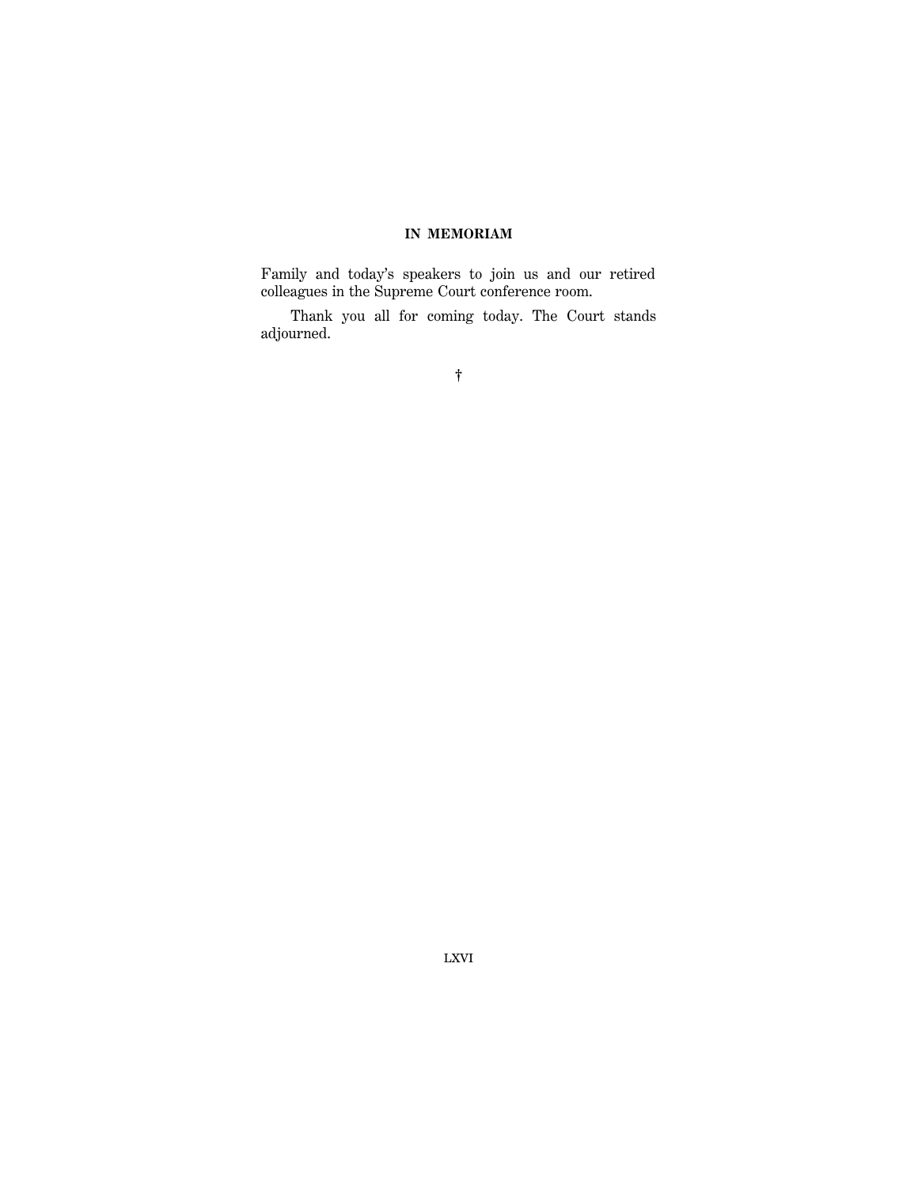Family and today's speakers to join us and our retired colleagues in the Supreme Court conference room.

Thank you all for coming today. The Court stands adjourned.

†